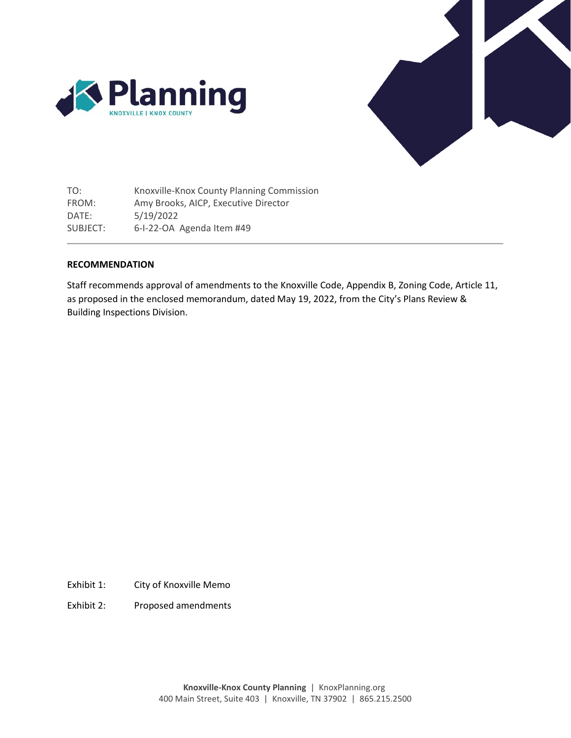Planning

KNOXVILLE | KNOX COUNTY

TO: Knoxville-Knox County Planning Commission
FROM: Amy Brooks, AICP, Executive Director
DATE: 5/19/2022
SUBJECT: 6-I-22-OA Agenda Item #49

**RECOMMENDATION**

Staff recommends approval of amendments to the Knoxville Code, Appendix B, Zoning Code, Article 11, as proposed in the enclosed memorandum, dated May 19, 2022, from the City's Plans Review & Building Inspections Division.

Exhibit 1: City of Knoxville Memo

Exhibit 2: Proposed amendments

**Knoxville-Knox County Planning** | KnoxPlanning.org
400 Main Street, Suite 403 | Knoxville, TN 37902 | 865.215.2500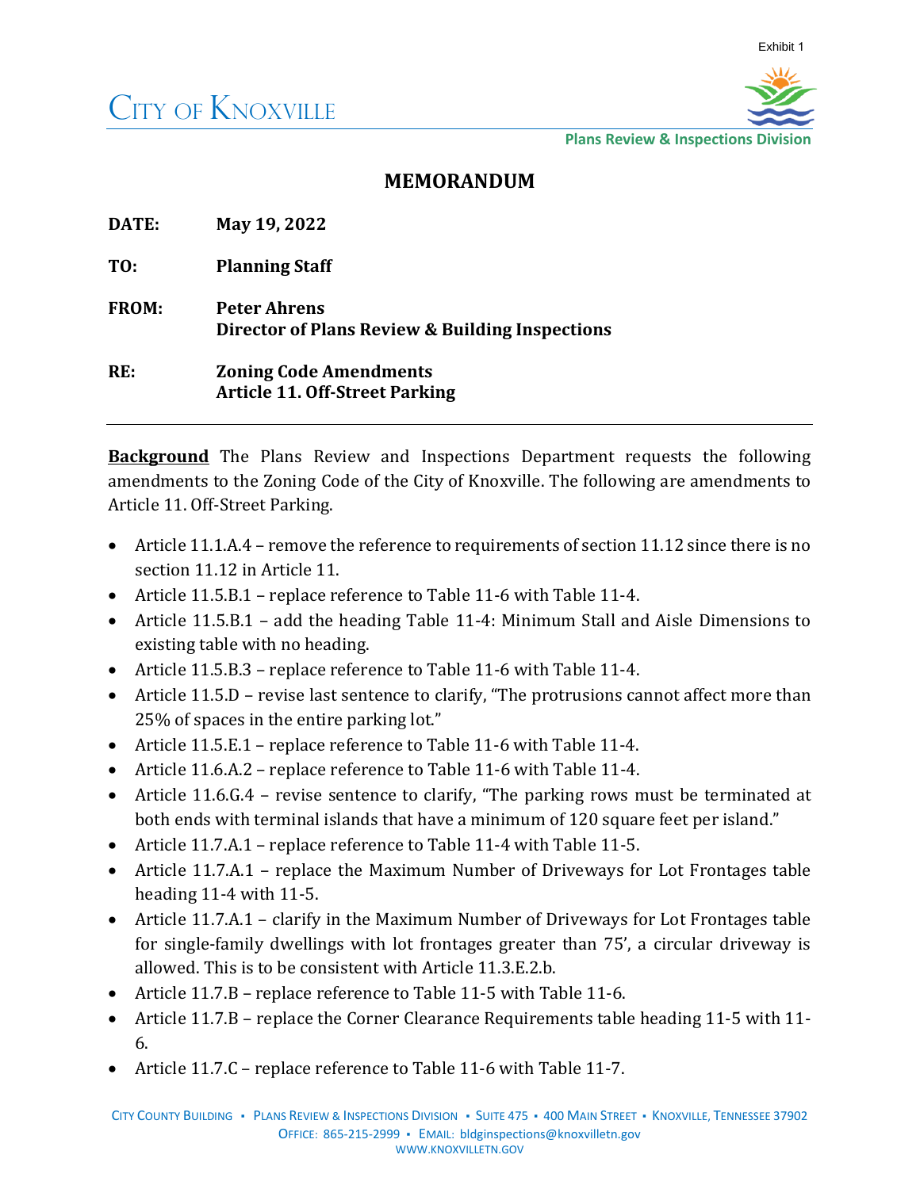Exhibit 1

CITY OF KNOXVILLE

Plans Review & Inspections Division

# MEMORANDUM

**DATE:** **May 19, 2022**

**TO:** **Planning Staff**

**FROM:** **Peter Ahrens**
**Director of Plans Review & Building Inspections**

**RE:** **Zoning Code Amendments**
**Article 11. Off-Street Parking**

---

**Background** The Plans Review and Inspections Department requests the following amendments to the Zoning Code of the City of Knoxville. The following are amendments to Article 11. Off-Street Parking.

- Article 11.1.A.4 – remove the reference to requirements of section 11.12 since there is no section 11.12 in Article 11.
- Article 11.5.B.1 – replace reference to Table 11-6 with Table 11-4.
- Article 11.5.B.1 – add the heading Table 11-4: Minimum Stall and Aisle Dimensions to existing table with no heading.
- Article 11.5.B.3 – replace reference to Table 11-6 with Table 11-4.
- Article 11.5.D – revise last sentence to clarify, "The protrusions cannot affect more than 25% of spaces in the entire parking lot."
- Article 11.5.E.1 – replace reference to Table 11-6 with Table 11-4.
- Article 11.6.A.2 – replace reference to Table 11-6 with Table 11-4.
- Article 11.6.G.4 – revise sentence to clarify, "The parking rows must be terminated at both ends with terminal islands that have a minimum of 120 square feet per island."
- Article 11.7.A.1 – replace reference to Table 11-4 with Table 11-5.
- Article 11.7.A.1 – replace the Maximum Number of Driveways for Lot Frontages table heading 11-4 with 11-5.
- Article 11.7.A.1 – clarify in the Maximum Number of Driveways for Lot Frontages table for single-family dwellings with lot frontages greater than 75', a circular driveway is allowed. This is to be consistent with Article 11.3.E.2.b.
- Article 11.7.B – replace reference to Table 11-5 with Table 11-6.
- Article 11.7.B – replace the Corner Clearance Requirements table heading 11-5 with 11-6.
- Article 11.7.C – replace reference to Table 11-6 with Table 11-7.

CITY COUNTY BUILDING ▪ PLANS REVIEW & INSPECTIONS DIVISION ▪ SUITE 475 ▪ 400 MAIN STREET ▪ KNOXVILLE, TENNESSEE 37902
OFFICE: 865-215-2999 ▪ EMAIL: bldginspections@knoxvilletn.gov
WWW.KNOXVILLETN.GOV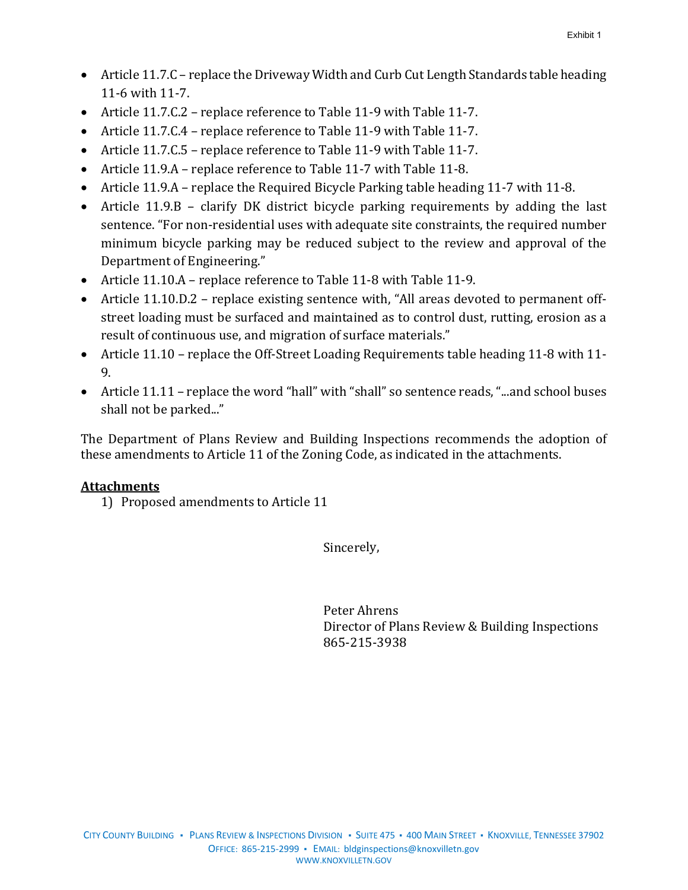- Article 11.7.C – replace the Driveway Width and Curb Cut Length Standards table heading 11-6 with 11-7.
- Article 11.7.C.2 – replace reference to Table 11-9 with Table 11-7.
- Article 11.7.C.4 – replace reference to Table 11-9 with Table 11-7.
- Article 11.7.C.5 – replace reference to Table 11-9 with Table 11-7.
- Article 11.9.A – replace reference to Table 11-7 with Table 11-8.
- Article 11.9.A – replace the Required Bicycle Parking table heading 11-7 with 11-8.
- Article 11.9.B – clarify DK district bicycle parking requirements by adding the last sentence. "For non-residential uses with adequate site constraints, the required number minimum bicycle parking may be reduced subject to the review and approval of the Department of Engineering."
- Article 11.10.A – replace reference to Table 11-8 with Table 11-9.
- Article 11.10.D.2 – replace existing sentence with, "All areas devoted to permanent off-street loading must be surfaced and maintained as to control dust, rutting, erosion as a result of continuous use, and migration of surface materials."
- Article 11.10 – replace the Off-Street Loading Requirements table heading 11-8 with 11-9.
- Article 11.11 – replace the word "hall" with "shall" so sentence reads, "...and school buses shall not be parked..."

The Department of Plans Review and Building Inspections recommends the adoption of these amendments to Article 11 of the Zoning Code, as indicated in the attachments.

**Attachments**

1) Proposed amendments to Article 11

Sincerely,

Peter Ahrens
Director of Plans Review & Building Inspections
865-215-3938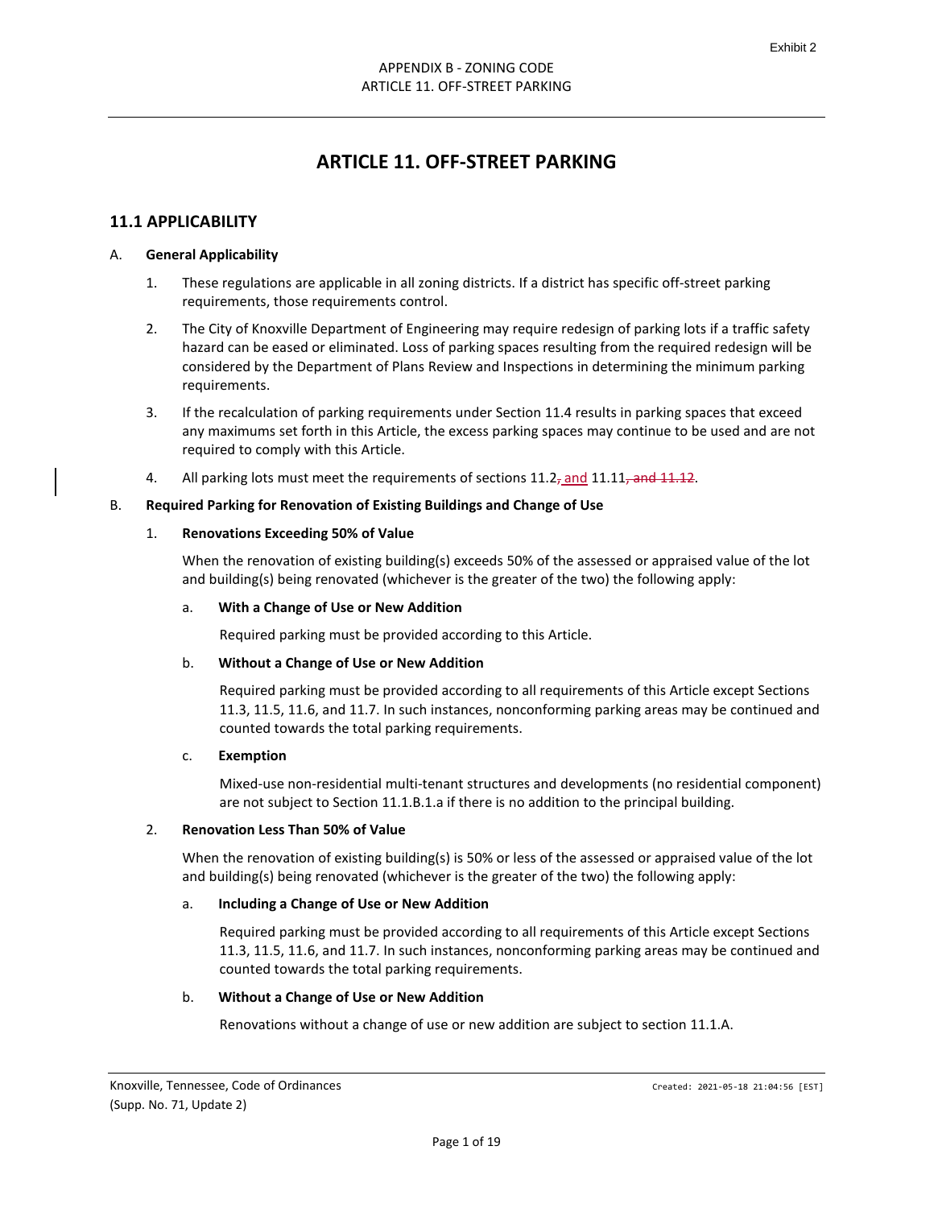# ARTICLE 11. OFF-STREET PARKING

## 11.1 APPLICABILITY

A. **General Applicability**

1. These regulations are applicable in all zoning districts. If a district has specific off-street parking requirements, those requirements control.

2. The City of Knoxville Department of Engineering may require redesign of parking lots if a traffic safety hazard can be eased or eliminated. Loss of parking spaces resulting from the required redesign will be considered by the Department of Plans Review and Inspections in determining the minimum parking requirements.

3. If the recalculation of parking requirements under Section 11.4 results in parking spaces that exceed any maximums set forth in this Article, the excess parking spaces may continue to be used and are not required to comply with this Article.

4. All parking lots must meet the requirements of sections 11.2~~,~~ and 11.11~~, and 11.12~~.

B. **Required Parking for Renovation of Existing Buildings and Change of Use**

1. **Renovations Exceeding 50% of Value**

   When the renovation of existing building(s) exceeds 50% of the assessed or appraised value of the lot and building(s) being renovated (whichever is the greater of the two) the following apply:

   a. **With a Change of Use or New Addition**

   Required parking must be provided according to this Article.

   b. **Without a Change of Use or New Addition**

   Required parking must be provided according to all requirements of this Article except Sections 11.3, 11.5, 11.6, and 11.7. In such instances, nonconforming parking areas may be continued and counted towards the total parking requirements.

   c. **Exemption**

   Mixed-use non-residential multi-tenant structures and developments (no residential component) are not subject to Section 11.1.B.1.a if there is no addition to the principal building.

2. **Renovation Less Than 50% of Value**

   When the renovation of existing building(s) is 50% or less of the assessed or appraised value of the lot and building(s) being renovated (whichever is the greater of the two) the following apply:

   a. **Including a Change of Use or New Addition**

   Required parking must be provided according to all requirements of this Article except Sections 11.3, 11.5, 11.6, and 11.7. In such instances, nonconforming parking areas may be continued and counted towards the total parking requirements.

   b. **Without a Change of Use or New Addition**

   Renovations without a change of use or new addition are subject to section 11.1.A.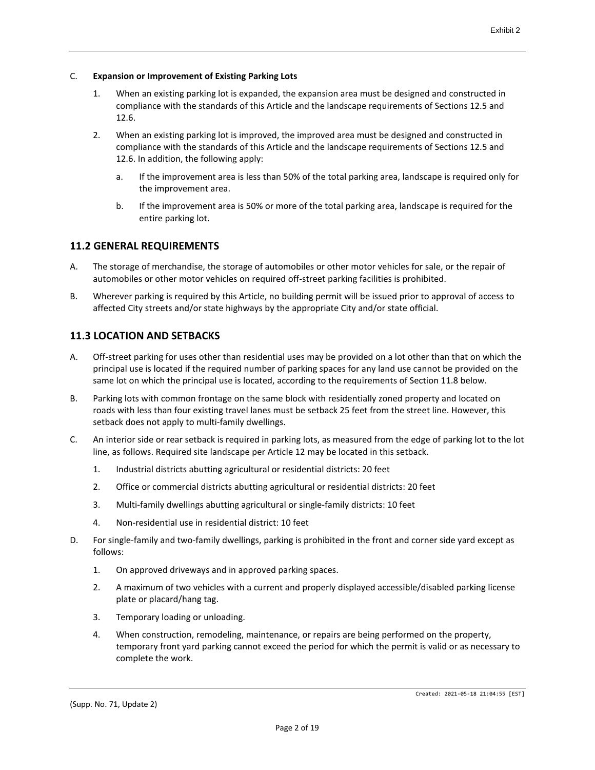C. **Expansion or Improvement of Existing Parking Lots**

1. When an existing parking lot is expanded, the expansion area must be designed and constructed in compliance with the standards of this Article and the landscape requirements of Sections 12.5 and 12.6.

2. When an existing parking lot is improved, the improved area must be designed and constructed in compliance with the standards of this Article and the landscape requirements of Sections 12.5 and 12.6. In addition, the following apply:

    a. If the improvement area is less than 50% of the total parking area, landscape is required only for the improvement area.

    b. If the improvement area is 50% or more of the total parking area, landscape is required for the entire parking lot.

## 11.2 GENERAL REQUIREMENTS

A. The storage of merchandise, the storage of automobiles or other motor vehicles for sale, or the repair of automobiles or other motor vehicles on required off-street parking facilities is prohibited.

B. Wherever parking is required by this Article, no building permit will be issued prior to approval of access to affected City streets and/or state highways by the appropriate City and/or state official.

## 11.3 LOCATION AND SETBACKS

A. Off-street parking for uses other than residential uses may be provided on a lot other than that on which the principal use is located if the required number of parking spaces for any land use cannot be provided on the same lot on which the principal use is located, according to the requirements of Section 11.8 below.

B. Parking lots with common frontage on the same block with residentially zoned property and located on roads with less than four existing travel lanes must be setback 25 feet from the street line. However, this setback does not apply to multi-family dwellings.

C. An interior side or rear setback is required in parking lots, as measured from the edge of parking lot to the lot line, as follows. Required site landscape per Article 12 may be located in this setback.

1. Industrial districts abutting agricultural or residential districts: 20 feet
2. Office or commercial districts abutting agricultural or residential districts: 20 feet
3. Multi-family dwellings abutting agricultural or single-family districts: 10 feet
4. Non-residential use in residential district: 10 feet

D. For single-family and two-family dwellings, parking is prohibited in the front and corner side yard except as follows:

1. On approved driveways and in approved parking spaces.
2. A maximum of two vehicles with a current and properly displayed accessible/disabled parking license plate or placard/hang tag.
3. Temporary loading or unloading.
4. When construction, remodeling, maintenance, or repairs are being performed on the property, temporary front yard parking cannot exceed the period for which the permit is valid or as necessary to complete the work.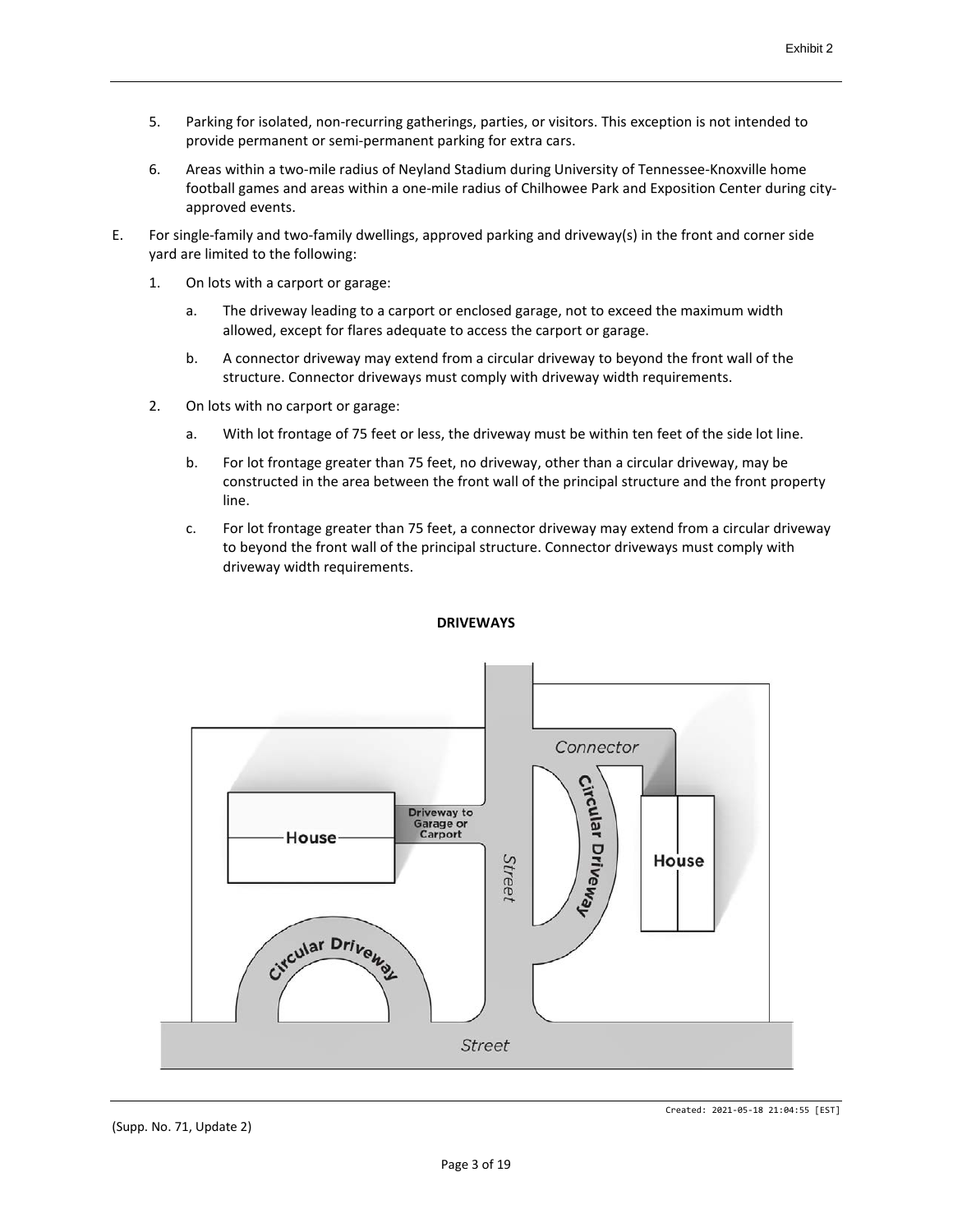5. Parking for isolated, non-recurring gatherings, parties, or visitors. This exception is not intended to provide permanent or semi-permanent parking for extra cars.

6. Areas within a two-mile radius of Neyland Stadium during University of Tennessee-Knoxville home football games and areas within a one-mile radius of Chilhowee Park and Exposition Center during city-approved events.

E. For single-family and two-family dwellings, approved parking and driveway(s) in the front and corner side yard are limited to the following:

   1. On lots with a carport or garage:

      a. The driveway leading to a carport or enclosed garage, not to exceed the maximum width allowed, except for flares adequate to access the carport or garage.

      b. A connector driveway may extend from a circular driveway to beyond the front wall of the structure. Connector driveways must comply with driveway width requirements.

   2. On lots with no carport or garage:

      a. With lot frontage of 75 feet or less, the driveway must be within ten feet of the side lot line.

      b. For lot frontage greater than 75 feet, no driveway, other than a circular driveway, may be constructed in the area between the front wall of the principal structure and the front property line.

      c. For lot frontage greater than 75 feet, a connector driveway may extend from a circular driveway to beyond the front wall of the principal structure. Connector driveways must comply with driveway width requirements.

**DRIVEWAYS**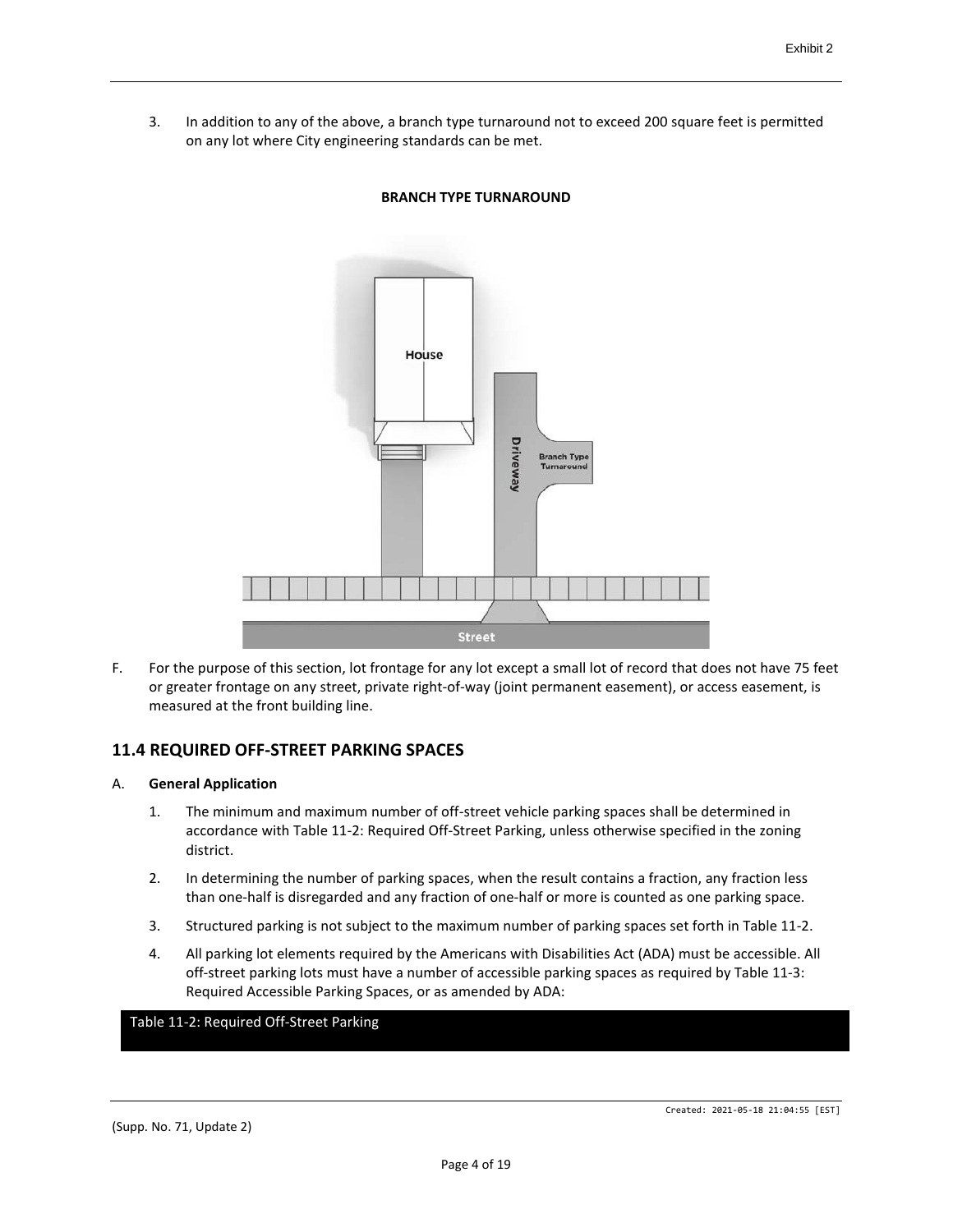3. In addition to any of the above, a branch type turnaround not to exceed 200 square feet is permitted on any lot where City engineering standards can be met.

**BRANCH TYPE TURNAROUND**

F. For the purpose of this section, lot frontage for any lot except a small lot of record that does not have 75 feet or greater frontage on any street, private right-of-way (joint permanent easement), or access easement, is measured at the front building line.

## 11.4 REQUIRED OFF-STREET PARKING SPACES

A. **General Application**

1. The minimum and maximum number of off-street vehicle parking spaces shall be determined in accordance with Table 11-2: Required Off-Street Parking, unless otherwise specified in the zoning district.

2. In determining the number of parking spaces, when the result contains a fraction, any fraction less than one-half is disregarded and any fraction of one-half or more is counted as one parking space.

3. Structured parking is not subject to the maximum number of parking spaces set forth in Table 11-2.

4. All parking lot elements required by the Americans with Disabilities Act (ADA) must be accessible. All off-street parking lots must have a number of accessible parking spaces as required by Table 11-3: Required Accessible Parking Spaces, or as amended by ADA:

Table 11-2: Required Off-Street Parking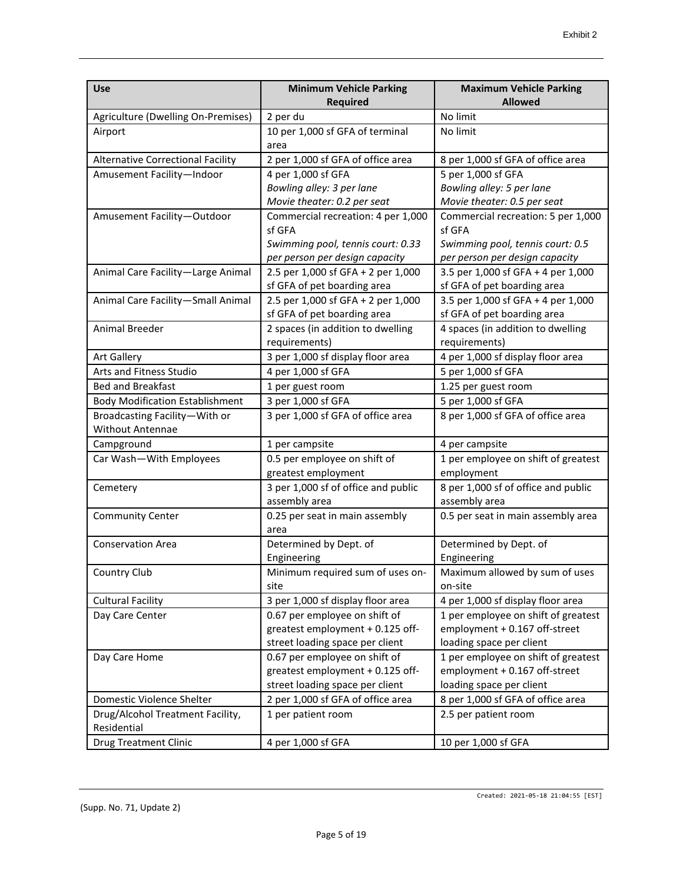| Use | Minimum Vehicle Parking Required | Maximum Vehicle Parking Allowed |
| --- | --- | --- |
| Agriculture (Dwelling On-Premises) | 2 per du | No limit |
| Airport | 10 per 1,000 sf GFA of terminal area | No limit |
| Alternative Correctional Facility | 2 per 1,000 sf GFA of office area | 8 per 1,000 sf GFA of office area |
| Amusement Facility—Indoor | 4 per 1,000 sf GFA<br>*Bowling alley: 3 per lane*<br>*Movie theater: 0.2 per seat* | 5 per 1,000 sf GFA<br>*Bowling alley: 5 per lane*<br>*Movie theater: 0.5 per seat* |
| Amusement Facility—Outdoor | Commercial recreation: 4 per 1,000 sf GFA<br>*Swimming pool, tennis court: 0.33 per person per design capacity* | Commercial recreation: 5 per 1,000 sf GFA<br>*Swimming pool, tennis court: 0.5 per person per design capacity* |
| Animal Care Facility—Large Animal | 2.5 per 1,000 sf GFA + 2 per 1,000 sf GFA of pet boarding area | 3.5 per 1,000 sf GFA + 4 per 1,000 sf GFA of pet boarding area |
| Animal Care Facility—Small Animal | 2.5 per 1,000 sf GFA + 2 per 1,000 sf GFA of pet boarding area | 3.5 per 1,000 sf GFA + 4 per 1,000 sf GFA of pet boarding area |
| Animal Breeder | 2 spaces (in addition to dwelling requirements) | 4 spaces (in addition to dwelling requirements) |
| Art Gallery | 3 per 1,000 sf display floor area | 4 per 1,000 sf display floor area |
| Arts and Fitness Studio | 4 per 1,000 sf GFA | 5 per 1,000 sf GFA |
| Bed and Breakfast | 1 per guest room | 1.25 per guest room |
| Body Modification Establishment | 3 per 1,000 sf GFA | 5 per 1,000 sf GFA |
| Broadcasting Facility—With or Without Antennae | 3 per 1,000 sf GFA of office area | 8 per 1,000 sf GFA of office area |
| Campground | 1 per campsite | 4 per campsite |
| Car Wash—With Employees | 0.5 per employee on shift of greatest employment | 1 per employee on shift of greatest employment |
| Cemetery | 3 per 1,000 sf of office and public assembly area | 8 per 1,000 sf of office and public assembly area |
| Community Center | 0.25 per seat in main assembly area | 0.5 per seat in main assembly area |
| Conservation Area | Determined by Dept. of Engineering | Determined by Dept. of Engineering |
| Country Club | Minimum required sum of uses on-site | Maximum allowed by sum of uses on-site |
| Cultural Facility | 3 per 1,000 sf display floor area | 4 per 1,000 sf display floor area |
| Day Care Center | 0.67 per employee on shift of greatest employment + 0.125 off-street loading space per client | 1 per employee on shift of greatest employment + 0.167 off-street loading space per client |
| Day Care Home | 0.67 per employee on shift of greatest employment + 0.125 off-street loading space per client | 1 per employee on shift of greatest employment + 0.167 off-street loading space per client |
| Domestic Violence Shelter | 2 per 1,000 sf GFA of office area | 8 per 1,000 sf GFA of office area |
| Drug/Alcohol Treatment Facility, Residential | 1 per patient room | 2.5 per patient room |
| Drug Treatment Clinic | 4 per 1,000 sf GFA | 10 per 1,000 sf GFA |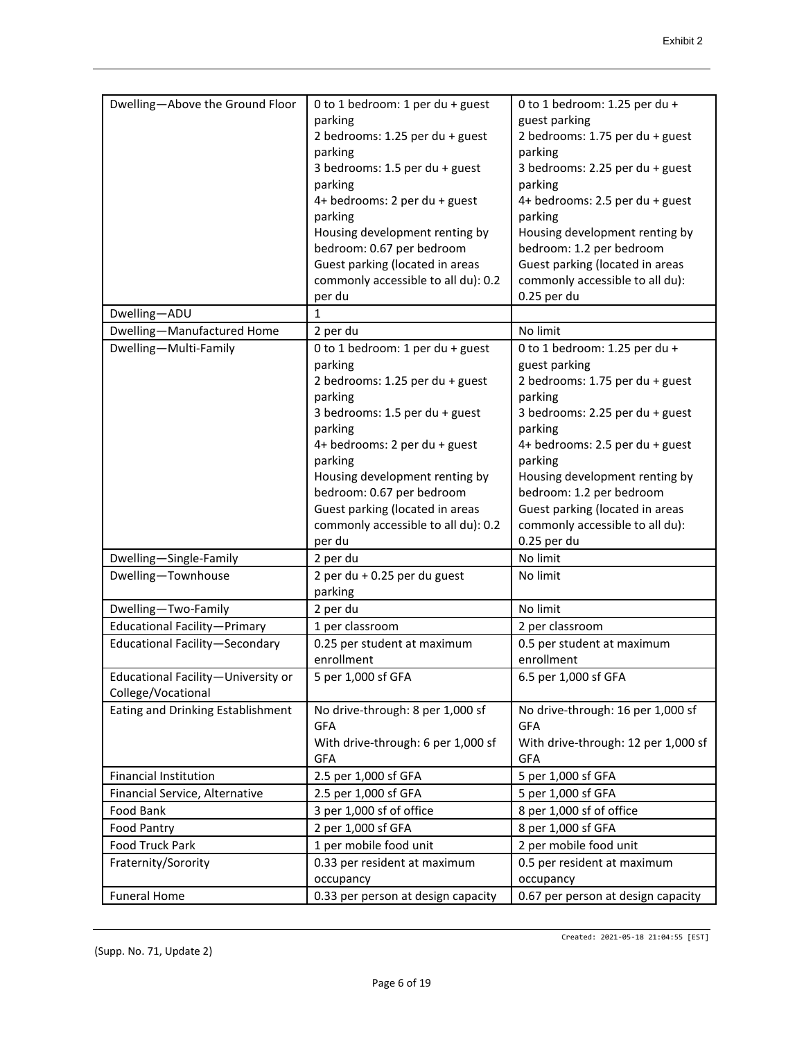| Dwelling—Above the Ground Floor | 0 to 1 bedroom: 1 per du + guest parking<br>2 bedrooms: 1.25 per du + guest parking<br>3 bedrooms: 1.5 per du + guest parking<br>4+ bedrooms: 2 per du + guest parking<br>Housing development renting by bedroom: 0.67 per bedroom<br>Guest parking (located in areas commonly accessible to all du): 0.2 per du | 0 to 1 bedroom: 1.25 per du + guest parking<br>2 bedrooms: 1.75 per du + guest parking<br>3 bedrooms: 2.25 per du + guest parking<br>4+ bedrooms: 2.5 per du + guest parking<br>Housing development renting by bedroom: 1.2 per bedroom<br>Guest parking (located in areas commonly accessible to all du): 0.25 per du |
|---|---|---|
| Dwelling—ADU | 1 | |
| Dwelling—Manufactured Home | 2 per du | No limit |
| Dwelling—Multi-Family | 0 to 1 bedroom: 1 per du + guest parking<br>2 bedrooms: 1.25 per du + guest parking<br>3 bedrooms: 1.5 per du + guest parking<br>4+ bedrooms: 2 per du + guest parking<br>Housing development renting by bedroom: 0.67 per bedroom<br>Guest parking (located in areas commonly accessible to all du): 0.2 per du | 0 to 1 bedroom: 1.25 per du + guest parking<br>2 bedrooms: 1.75 per du + guest parking<br>3 bedrooms: 2.25 per du + guest parking<br>4+ bedrooms: 2.5 per du + guest parking<br>Housing development renting by bedroom: 1.2 per bedroom<br>Guest parking (located in areas commonly accessible to all du): 0.25 per du |
| Dwelling—Single-Family | 2 per du | No limit |
| Dwelling—Townhouse | 2 per du + 0.25 per du guest parking | No limit |
| Dwelling—Two-Family | 2 per du | No limit |
| Educational Facility—Primary | 1 per classroom | 2 per classroom |
| Educational Facility—Secondary | 0.25 per student at maximum enrollment | 0.5 per student at maximum enrollment |
| Educational Facility—University or College/Vocational | 5 per 1,000 sf GFA | 6.5 per 1,000 sf GFA |
| Eating and Drinking Establishment | No drive-through: 8 per 1,000 sf GFA<br>With drive-through: 6 per 1,000 sf GFA | No drive-through: 16 per 1,000 sf GFA<br>With drive-through: 12 per 1,000 sf GFA |
| Financial Institution | 2.5 per 1,000 sf GFA | 5 per 1,000 sf GFA |
| Financial Service, Alternative | 2.5 per 1,000 sf GFA | 5 per 1,000 sf GFA |
| Food Bank | 3 per 1,000 sf of office | 8 per 1,000 sf of office |
| Food Pantry | 2 per 1,000 sf GFA | 8 per 1,000 sf GFA |
| Food Truck Park | 1 per mobile food unit | 2 per mobile food unit |
| Fraternity/Sorority | 0.33 per resident at maximum occupancy | 0.5 per resident at maximum occupancy |
| Funeral Home | 0.33 per person at design capacity | 0.67 per person at design capacity |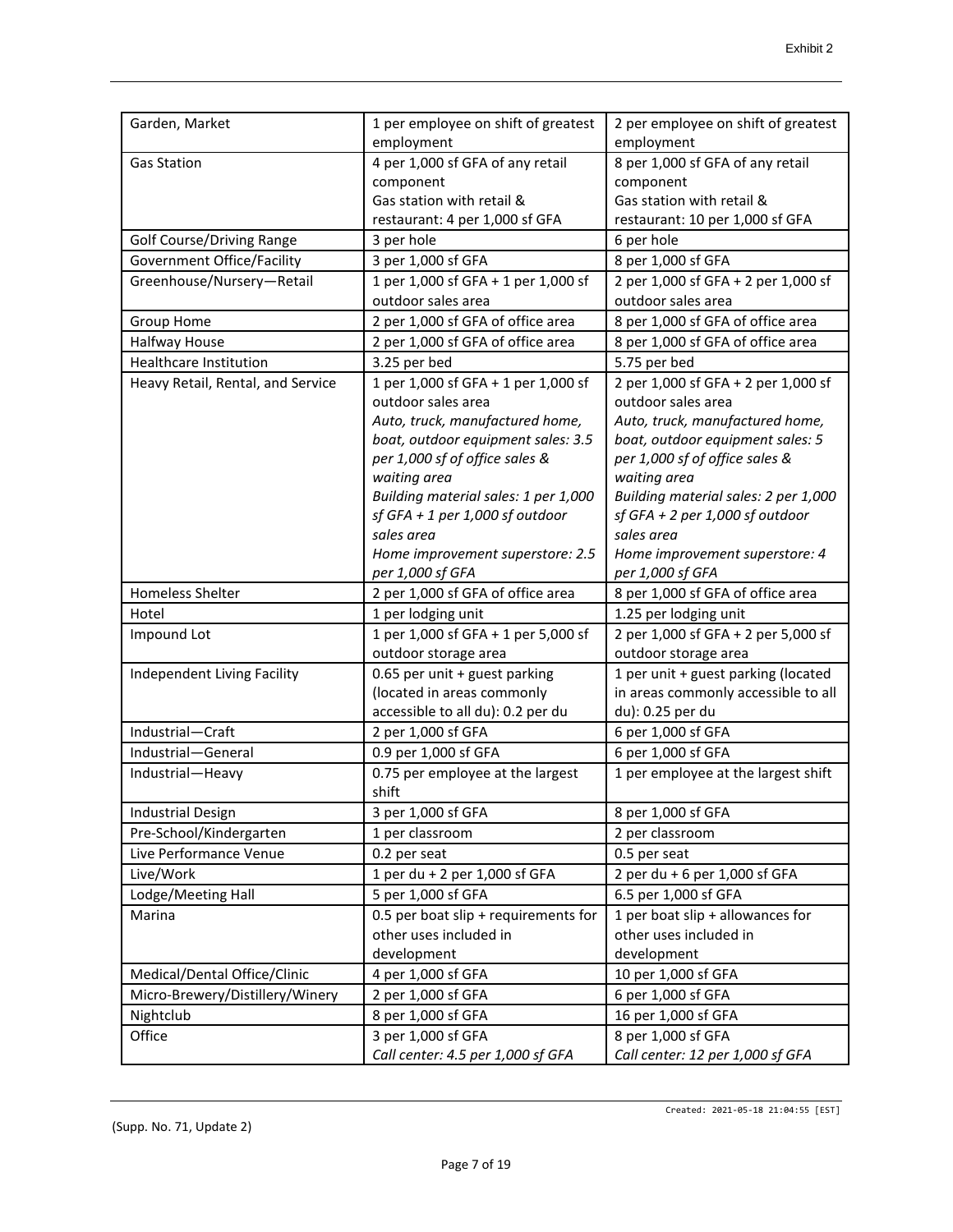| | | |
|---|---|---|
| Garden, Market | 1 per employee on shift of greatest employment | 2 per employee on shift of greatest employment |
| Gas Station | 4 per 1,000 sf GFA of any retail component<br>Gas station with retail & restaurant: 4 per 1,000 sf GFA | 8 per 1,000 sf GFA of any retail component<br>Gas station with retail & restaurant: 10 per 1,000 sf GFA |
| Golf Course/Driving Range | 3 per hole | 6 per hole |
| Government Office/Facility | 3 per 1,000 sf GFA | 8 per 1,000 sf GFA |
| Greenhouse/Nursery—Retail | 1 per 1,000 sf GFA + 1 per 1,000 sf outdoor sales area | 2 per 1,000 sf GFA + 2 per 1,000 sf outdoor sales area |
| Group Home | 2 per 1,000 sf GFA of office area | 8 per 1,000 sf GFA of office area |
| Halfway House | 2 per 1,000 sf GFA of office area | 8 per 1,000 sf GFA of office area |
| Healthcare Institution | 3.25 per bed | 5.75 per bed |
| Heavy Retail, Rental, and Service | 1 per 1,000 sf GFA + 1 per 1,000 sf outdoor sales area<br>*Auto, truck, manufactured home, boat, outdoor equipment sales: 3.5 per 1,000 sf of office sales & waiting area*<br>*Building material sales: 1 per 1,000 sf GFA + 1 per 1,000 sf outdoor sales area*<br>*Home improvement superstore: 2.5 per 1,000 sf GFA* | 2 per 1,000 sf GFA + 2 per 1,000 sf outdoor sales area<br>*Auto, truck, manufactured home, boat, outdoor equipment sales: 5 per 1,000 sf of office sales & waiting area*<br>*Building material sales: 2 per 1,000 sf GFA + 2 per 1,000 sf outdoor sales area*<br>*Home improvement superstore: 4 per 1,000 sf GFA* |
| Homeless Shelter | 2 per 1,000 sf GFA of office area | 8 per 1,000 sf GFA of office area |
| Hotel | 1 per lodging unit | 1.25 per lodging unit |
| Impound Lot | 1 per 1,000 sf GFA + 1 per 5,000 sf outdoor storage area | 2 per 1,000 sf GFA + 2 per 5,000 sf outdoor storage area |
| Independent Living Facility | 0.65 per unit + guest parking (located in areas commonly accessible to all du): 0.2 per du | 1 per unit + guest parking (located in areas commonly accessible to all du): 0.25 per du |
| Industrial—Craft | 2 per 1,000 sf GFA | 6 per 1,000 sf GFA |
| Industrial—General | 0.9 per 1,000 sf GFA | 6 per 1,000 sf GFA |
| Industrial—Heavy | 0.75 per employee at the largest shift | 1 per employee at the largest shift |
| Industrial Design | 3 per 1,000 sf GFA | 8 per 1,000 sf GFA |
| Pre-School/Kindergarten | 1 per classroom | 2 per classroom |
| Live Performance Venue | 0.2 per seat | 0.5 per seat |
| Live/Work | 1 per du + 2 per 1,000 sf GFA | 2 per du + 6 per 1,000 sf GFA |
| Lodge/Meeting Hall | 5 per 1,000 sf GFA | 6.5 per 1,000 sf GFA |
| Marina | 0.5 per boat slip + requirements for other uses included in development | 1 per boat slip + allowances for other uses included in development |
| Medical/Dental Office/Clinic | 4 per 1,000 sf GFA | 10 per 1,000 sf GFA |
| Micro-Brewery/Distillery/Winery | 2 per 1,000 sf GFA | 6 per 1,000 sf GFA |
| Nightclub | 8 per 1,000 sf GFA | 16 per 1,000 sf GFA |
| Office | 3 per 1,000 sf GFA<br>*Call center: 4.5 per 1,000 sf GFA* | 8 per 1,000 sf GFA<br>*Call center: 12 per 1,000 sf GFA* |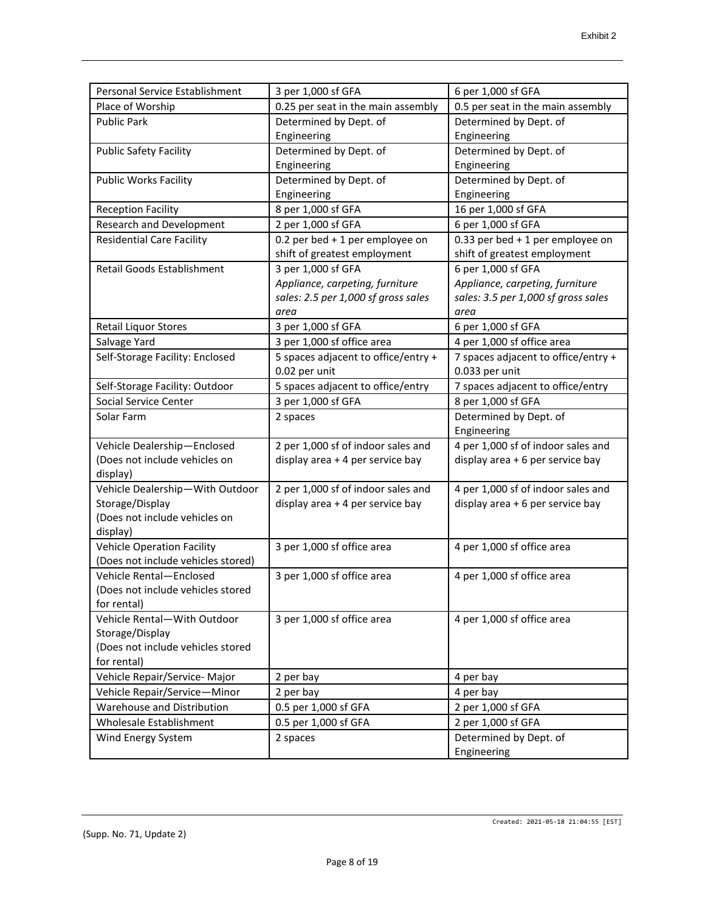| Personal Service Establishment | 3 per 1,000 sf GFA | 6 per 1,000 sf GFA |
|---|---|---|
| Place of Worship | 0.25 per seat in the main assembly | 0.5 per seat in the main assembly |
| Public Park | Determined by Dept. of Engineering | Determined by Dept. of Engineering |
| Public Safety Facility | Determined by Dept. of Engineering | Determined by Dept. of Engineering |
| Public Works Facility | Determined by Dept. of Engineering | Determined by Dept. of Engineering |
| Reception Facility | 8 per 1,000 sf GFA | 16 per 1,000 sf GFA |
| Research and Development | 2 per 1,000 sf GFA | 6 per 1,000 sf GFA |
| Residential Care Facility | 0.2 per bed + 1 per employee on shift of greatest employment | 0.33 per bed + 1 per employee on shift of greatest employment |
| Retail Goods Establishment | 3 per 1,000 sf GFA *Appliance, carpeting, furniture sales: 2.5 per 1,000 sf gross sales area* | 6 per 1,000 sf GFA *Appliance, carpeting, furniture sales: 3.5 per 1,000 sf gross sales area* |
| Retail Liquor Stores | 3 per 1,000 sf GFA | 6 per 1,000 sf GFA |
| Salvage Yard | 3 per 1,000 sf office area | 4 per 1,000 sf office area |
| Self-Storage Facility: Enclosed | 5 spaces adjacent to office/entry + 0.02 per unit | 7 spaces adjacent to office/entry + 0.033 per unit |
| Self-Storage Facility: Outdoor | 5 spaces adjacent to office/entry | 7 spaces adjacent to office/entry |
| Social Service Center | 3 per 1,000 sf GFA | 8 per 1,000 sf GFA |
| Solar Farm | 2 spaces | Determined by Dept. of Engineering |
| Vehicle Dealership—Enclosed (Does not include vehicles on display) | 2 per 1,000 sf of indoor sales and display area + 4 per service bay | 4 per 1,000 sf of indoor sales and display area + 6 per service bay |
| Vehicle Dealership—With Outdoor Storage/Display (Does not include vehicles on display) | 2 per 1,000 sf of indoor sales and display area + 4 per service bay | 4 per 1,000 sf of indoor sales and display area + 6 per service bay |
| Vehicle Operation Facility (Does not include vehicles stored) | 3 per 1,000 sf office area | 4 per 1,000 sf office area |
| Vehicle Rental—Enclosed (Does not include vehicles stored for rental) | 3 per 1,000 sf office area | 4 per 1,000 sf office area |
| Vehicle Rental—With Outdoor Storage/Display (Does not include vehicles stored for rental) | 3 per 1,000 sf office area | 4 per 1,000 sf office area |
| Vehicle Repair/Service- Major | 2 per bay | 4 per bay |
| Vehicle Repair/Service—Minor | 2 per bay | 4 per bay |
| Warehouse and Distribution | 0.5 per 1,000 sf GFA | 2 per 1,000 sf GFA |
| Wholesale Establishment | 0.5 per 1,000 sf GFA | 2 per 1,000 sf GFA |
| Wind Energy System | 2 spaces | Determined by Dept. of Engineering |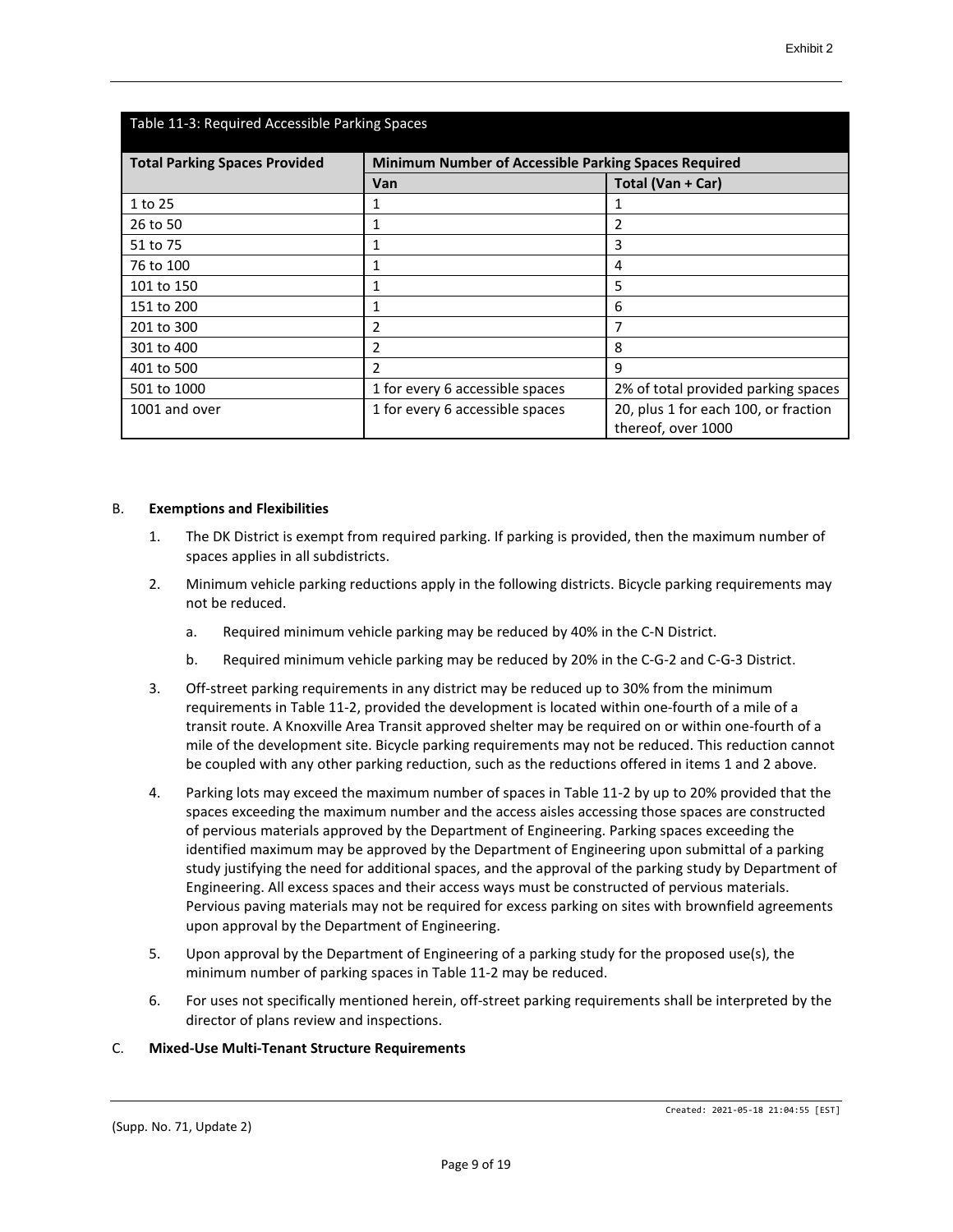| Table 11-3: Required Accessible Parking Spaces | | |
|---|---|---|
| **Total Parking Spaces Provided** | **Minimum Number of Accessible Parking Spaces Required** | |
| | **Van** | **Total (Van + Car)** |
| 1 to 25 | 1 | 1 |
| 26 to 50 | 1 | 2 |
| 51 to 75 | 1 | 3 |
| 76 to 100 | 1 | 4 |
| 101 to 150 | 1 | 5 |
| 151 to 200 | 1 | 6 |
| 201 to 300 | 2 | 7 |
| 301 to 400 | 2 | 8 |
| 401 to 500 | 2 | 9 |
| 501 to 1000 | 1 for every 6 accessible spaces | 2% of total provided parking spaces |
| 1001 and over | 1 for every 6 accessible spaces | 20, plus 1 for each 100, or fraction thereof, over 1000 |

B. **Exemptions and Flexibilities**

1. The DK District is exempt from required parking. If parking is provided, then the maximum number of spaces applies in all subdistricts.

2. Minimum vehicle parking reductions apply in the following districts. Bicycle parking requirements may not be reduced.

   a. Required minimum vehicle parking may be reduced by 40% in the C-N District.

   b. Required minimum vehicle parking may be reduced by 20% in the C-G-2 and C-G-3 District.

3. Off-street parking requirements in any district may be reduced up to 30% from the minimum requirements in Table 11-2, provided the development is located within one-fourth of a mile of a transit route. A Knoxville Area Transit approved shelter may be required on or within one-fourth of a mile of the development site. Bicycle parking requirements may not be reduced. This reduction cannot be coupled with any other parking reduction, such as the reductions offered in items 1 and 2 above.

4. Parking lots may exceed the maximum number of spaces in Table 11-2 by up to 20% provided that the spaces exceeding the maximum number and the access aisles accessing those spaces are constructed of pervious materials approved by the Department of Engineering. Parking spaces exceeding the identified maximum may be approved by the Department of Engineering upon submittal of a parking study justifying the need for additional spaces, and the approval of the parking study by Department of Engineering. All excess spaces and their access ways must be constructed of pervious materials. Pervious paving materials may not be required for excess parking on sites with brownfield agreements upon approval by the Department of Engineering.

5. Upon approval by the Department of Engineering of a parking study for the proposed use(s), the minimum number of parking spaces in Table 11-2 may be reduced.

6. For uses not specifically mentioned herein, off-street parking requirements shall be interpreted by the director of plans review and inspections.

C. **Mixed-Use Multi-Tenant Structure Requirements**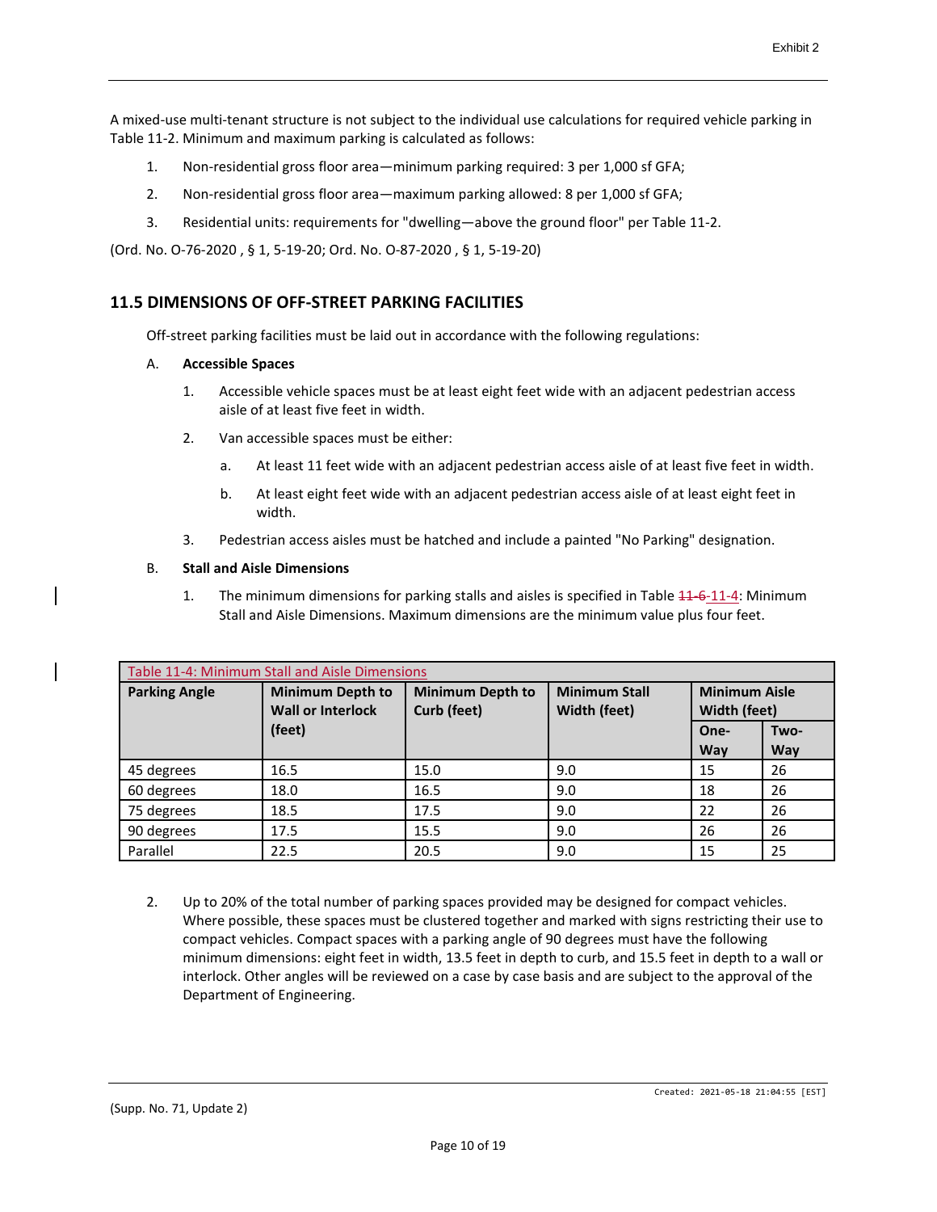A mixed-use multi-tenant structure is not subject to the individual use calculations for required vehicle parking in Table 11-2. Minimum and maximum parking is calculated as follows:

1. Non-residential gross floor area—minimum parking required: 3 per 1,000 sf GFA;
2. Non-residential gross floor area—maximum parking allowed: 8 per 1,000 sf GFA;
3. Residential units: requirements for "dwelling—above the ground floor" per Table 11-2.

(Ord. No. O-76-2020 , § 1, 5-19-20; Ord. No. O-87-2020 , § 1, 5-19-20)

## 11.5 DIMENSIONS OF OFF-STREET PARKING FACILITIES

Off-street parking facilities must be laid out in accordance with the following regulations:

A. **Accessible Spaces**

1. Accessible vehicle spaces must be at least eight feet wide with an adjacent pedestrian access aisle of at least five feet in width.
2. Van accessible spaces must be either:
   a. At least 11 feet wide with an adjacent pedestrian access aisle of at least five feet in width.
   b. At least eight feet wide with an adjacent pedestrian access aisle of at least eight feet in width.
3. Pedestrian access aisles must be hatched and include a painted "No Parking" designation.

B. **Stall and Aisle Dimensions**

1. The minimum dimensions for parking stalls and aisles is specified in Table ~~11-6~~ 11-4: Minimum Stall and Aisle Dimensions. Maximum dimensions are the minimum value plus four feet.

Table 11-4: Minimum Stall and Aisle Dimensions

| Parking Angle | Minimum Depth to Wall or Interlock (feet) | Minimum Depth to Curb (feet) | Minimum Stall Width (feet) | Minimum Aisle Width (feet) | |
|---|---|---|---|---|---|
| | | | | One-Way | Two-Way |
| 45 degrees | 16.5 | 15.0 | 9.0 | 15 | 26 |
| 60 degrees | 18.0 | 16.5 | 9.0 | 18 | 26 |
| 75 degrees | 18.5 | 17.5 | 9.0 | 22 | 26 |
| 90 degrees | 17.5 | 15.5 | 9.0 | 26 | 26 |
| Parallel | 22.5 | 20.5 | 9.0 | 15 | 25 |

2. Up to 20% of the total number of parking spaces provided may be designed for compact vehicles. Where possible, these spaces must be clustered together and marked with signs restricting their use to compact vehicles. Compact spaces with a parking angle of 90 degrees must have the following minimum dimensions: eight feet in width, 13.5 feet in depth to curb, and 15.5 feet in depth to a wall or interlock. Other angles will be reviewed on a case by case basis and are subject to the approval of the Department of Engineering.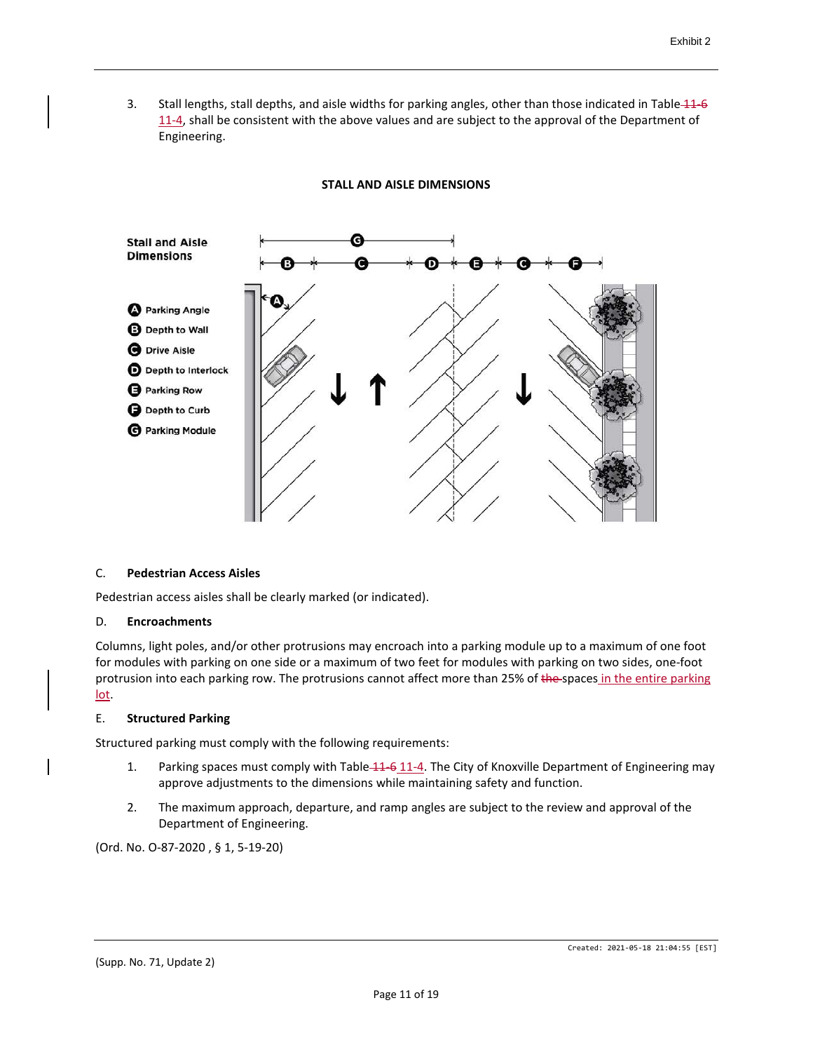3. Stall lengths, stall depths, and aisle widths for parking angles, other than those indicated in Table ~~11-6~~ 11-4, shall be consistent with the above values and are subject to the approval of the Department of Engineering.

**STALL AND AISLE DIMENSIONS**

**Stall and Aisle Dimensions**

- A Parking Angle
- B Depth to Wall
- C Drive Aisle
- D Depth to Interlock
- E Parking Row
- F Depth to Curb
- G Parking Module

C. **Pedestrian Access Aisles**

Pedestrian access aisles shall be clearly marked (or indicated).

D. **Encroachments**

Columns, light poles, and/or other protrusions may encroach into a parking module up to a maximum of one foot for modules with parking on one side or a maximum of two feet for modules with parking on two sides, one-foot protrusion into each parking row. The protrusions cannot affect more than 25% of ~~the~~ spaces in the entire parking lot.

E. **Structured Parking**

Structured parking must comply with the following requirements:

1. Parking spaces must comply with Table ~~11-6~~ 11-4. The City of Knoxville Department of Engineering may approve adjustments to the dimensions while maintaining safety and function.
2. The maximum approach, departure, and ramp angles are subject to the review and approval of the Department of Engineering.

(Ord. No. O-87-2020 , § 1, 5-19-20)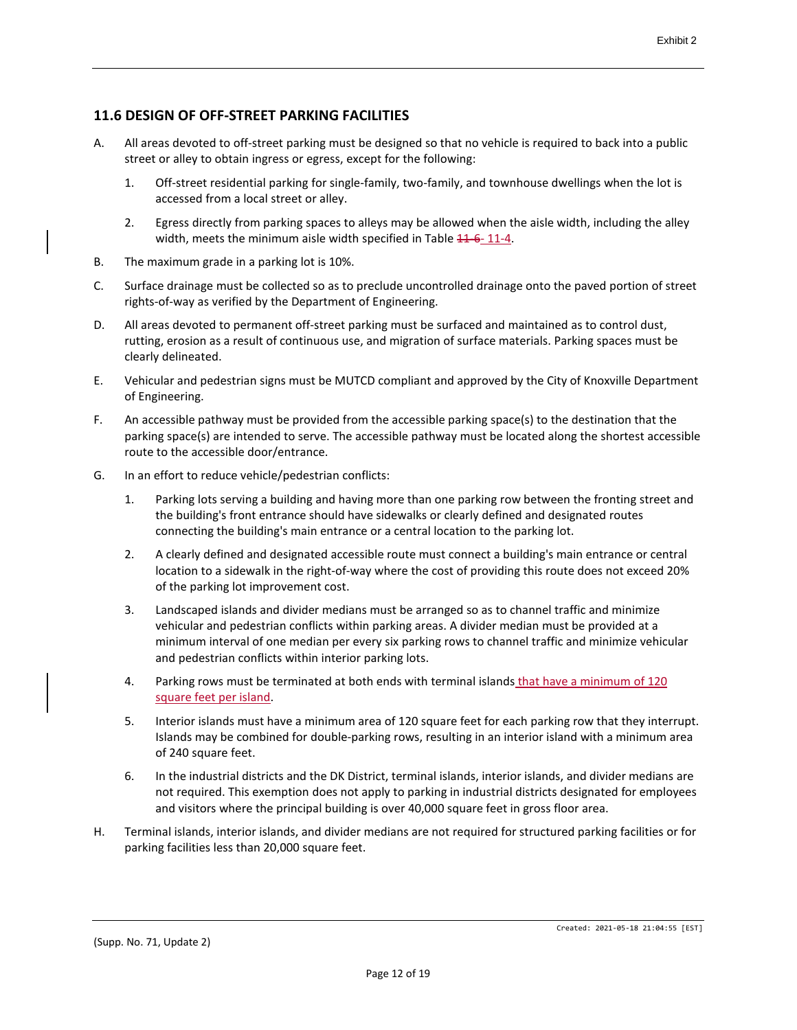## 11.6 DESIGN OF OFF-STREET PARKING FACILITIES

A. All areas devoted to off-street parking must be designed so that no vehicle is required to back into a public street or alley to obtain ingress or egress, except for the following:

   1. Off-street residential parking for single-family, two-family, and townhouse dwellings when the lot is accessed from a local street or alley.

   2. Egress directly from parking spaces to alleys may be allowed when the aisle width, including the alley width, meets the minimum aisle width specified in Table ~~11-6~~ 11-4.

B. The maximum grade in a parking lot is 10%.

C. Surface drainage must be collected so as to preclude uncontrolled drainage onto the paved portion of street rights-of-way as verified by the Department of Engineering.

D. All areas devoted to permanent off-street parking must be surfaced and maintained as to control dust, rutting, erosion as a result of continuous use, and migration of surface materials. Parking spaces must be clearly delineated.

E. Vehicular and pedestrian signs must be MUTCD compliant and approved by the City of Knoxville Department of Engineering.

F. An accessible pathway must be provided from the accessible parking space(s) to the destination that the parking space(s) are intended to serve. The accessible pathway must be located along the shortest accessible route to the accessible door/entrance.

G. In an effort to reduce vehicle/pedestrian conflicts:

   1. Parking lots serving a building and having more than one parking row between the fronting street and the building's front entrance should have sidewalks or clearly defined and designated routes connecting the building's main entrance or a central location to the parking lot.

   2. A clearly defined and designated accessible route must connect a building's main entrance or central location to a sidewalk in the right-of-way where the cost of providing this route does not exceed 20% of the parking lot improvement cost.

   3. Landscaped islands and divider medians must be arranged so as to channel traffic and minimize vehicular and pedestrian conflicts within parking areas. A divider median must be provided at a minimum interval of one median per every six parking rows to channel traffic and minimize vehicular and pedestrian conflicts within interior parking lots.

   4. Parking rows must be terminated at both ends with terminal islands that have a minimum of 120 square feet per island.

   5. Interior islands must have a minimum area of 120 square feet for each parking row that they interrupt. Islands may be combined for double-parking rows, resulting in an interior island with a minimum area of 240 square feet.

   6. In the industrial districts and the DK District, terminal islands, interior islands, and divider medians are not required. This exemption does not apply to parking in industrial districts designated for employees and visitors where the principal building is over 40,000 square feet in gross floor area.

H. Terminal islands, interior islands, and divider medians are not required for structured parking facilities or for parking facilities less than 20,000 square feet.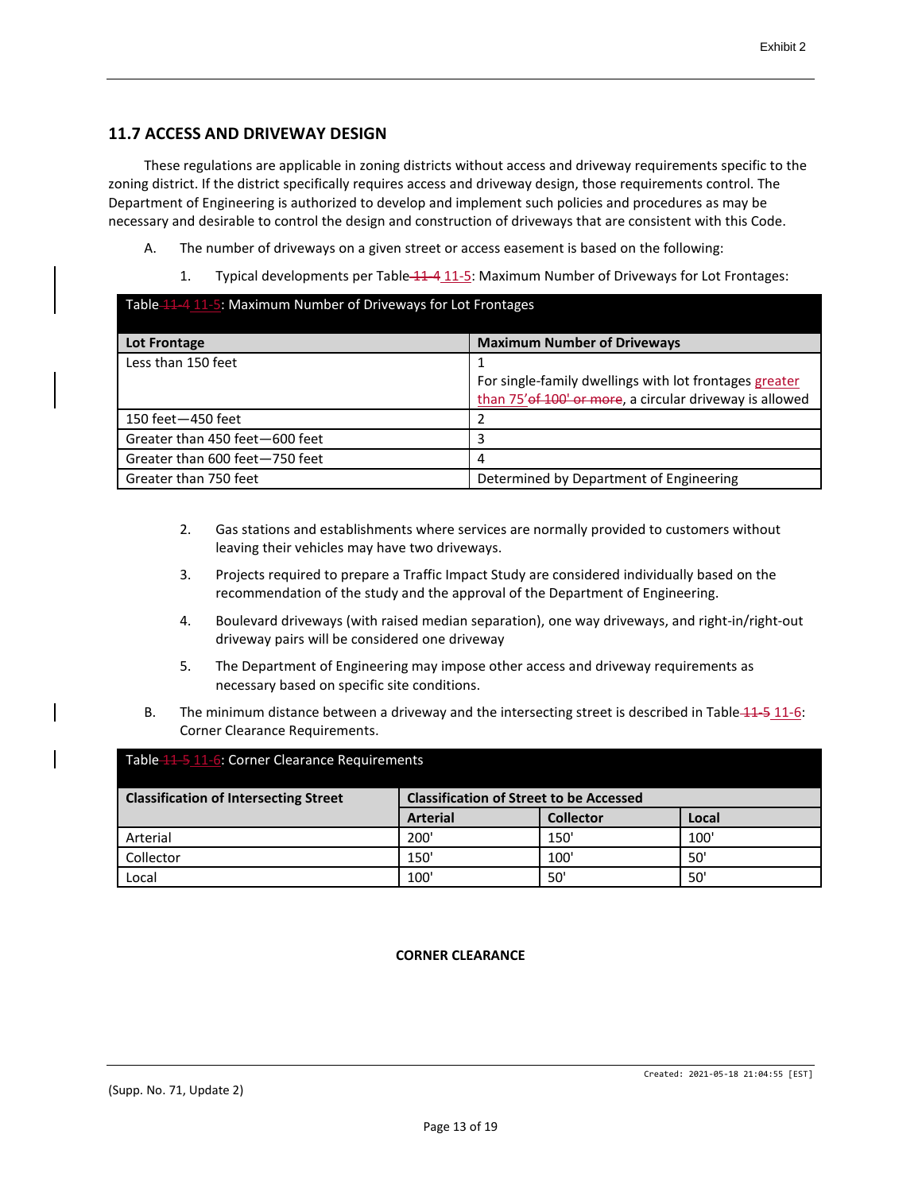## 11.7 ACCESS AND DRIVEWAY DESIGN

These regulations are applicable in zoning districts without access and driveway requirements specific to the zoning district. If the district specifically requires access and driveway design, those requirements control. The Department of Engineering is authorized to develop and implement such policies and procedures as may be necessary and desirable to control the design and construction of driveways that are consistent with this Code.

A. The number of driveways on a given street or access easement is based on the following:

1. Typical developments per Table ~~11-4~~ 11-5: Maximum Number of Driveways for Lot Frontages:

**Table ~~11-4~~ 11-5: Maximum Number of Driveways for Lot Frontages**

| Lot Frontage | Maximum Number of Driveways |
|---|---|
| Less than 150 feet | 1<br>For single-family dwellings with lot frontages greater than 75' ~~of 100' or more~~, a circular driveway is allowed |
| 150 feet—450 feet | 2 |
| Greater than 450 feet—600 feet | 3 |
| Greater than 600 feet—750 feet | 4 |
| Greater than 750 feet | Determined by Department of Engineering |

2. Gas stations and establishments where services are normally provided to customers without leaving their vehicles may have two driveways.

3. Projects required to prepare a Traffic Impact Study are considered individually based on the recommendation of the study and the approval of the Department of Engineering.

4. Boulevard driveways (with raised median separation), one way driveways, and right-in/right-out driveway pairs will be considered one driveway

5. The Department of Engineering may impose other access and driveway requirements as necessary based on specific site conditions.

B. The minimum distance between a driveway and the intersecting street is described in Table ~~11-5~~ 11-6: Corner Clearance Requirements.

**Table ~~11-5~~ 11-6: Corner Clearance Requirements**

| Classification of Intersecting Street | Classification of Street to be Accessed | | |
|---|---|---|---|
| | Arterial | Collector | Local |
| Arterial | 200' | 150' | 100' |
| Collector | 150' | 100' | 50' |
| Local | 100' | 50' | 50' |

**CORNER CLEARANCE**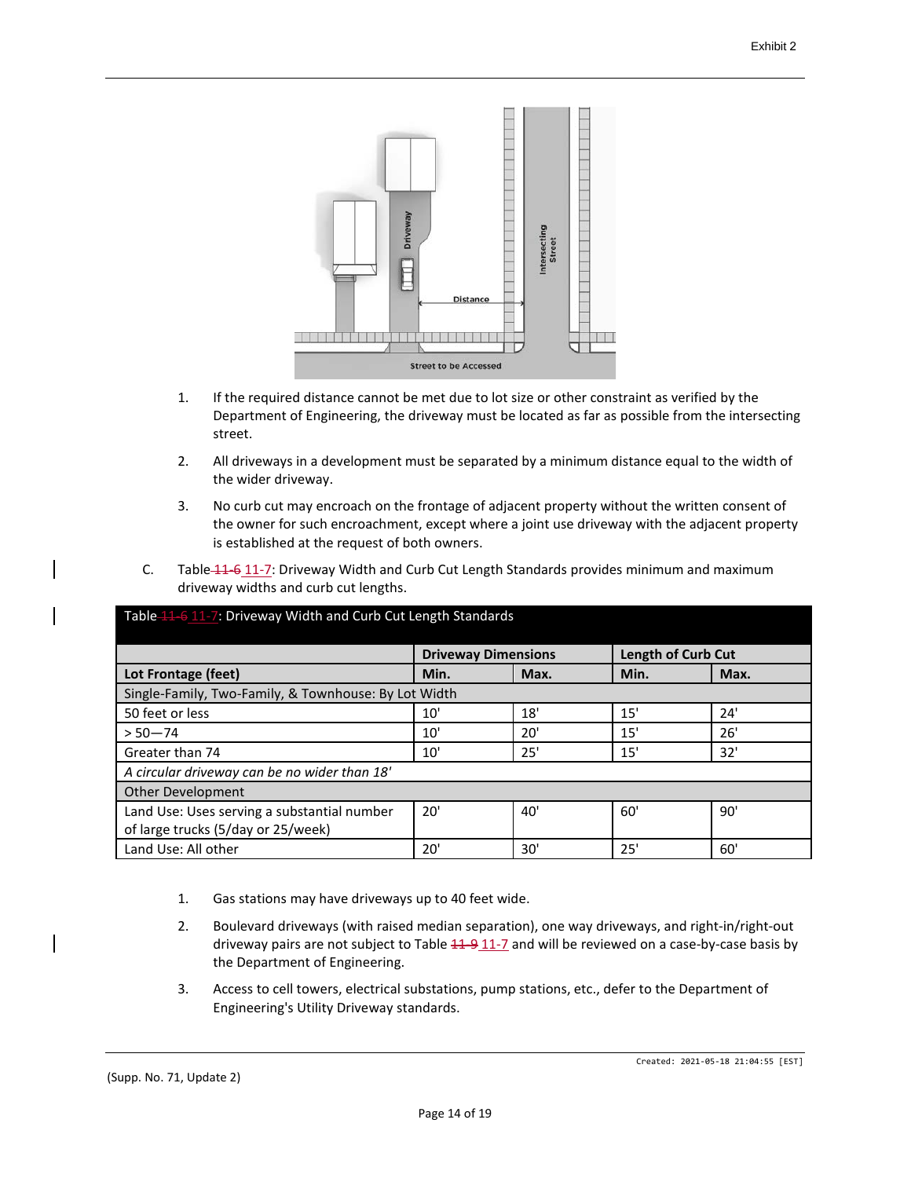1. If the required distance cannot be met due to lot size or other constraint as verified by the Department of Engineering, the driveway must be located as far as possible from the intersecting street.

2. All driveways in a development must be separated by a minimum distance equal to the width of the wider driveway.

3. No curb cut may encroach on the frontage of adjacent property without the written consent of the owner for such encroachment, except where a joint use driveway with the adjacent property is established at the request of both owners.

C. Table ~~11-6~~ 11-7: Driveway Width and Curb Cut Length Standards provides minimum and maximum driveway widths and curb cut lengths.

| Table ~~11-6~~ 11-7: Driveway Width and Curb Cut Length Standards | | | | |
|---|---|---|---|---|
| | **Driveway Dimensions** | | **Length of Curb Cut** | |
| **Lot Frontage (feet)** | **Min.** | **Max.** | **Min.** | **Max.** |
| Single-Family, Two-Family, & Townhouse: By Lot Width | | | | |
| 50 feet or less | 10' | 18' | 15' | 24' |
| > 50—74 | 10' | 20' | 15' | 26' |
| Greater than 74 | 10' | 25' | 15' | 32' |
| *A circular driveway can be no wider than 18'* | | | | |
| Other Development | | | | |
| Land Use: Uses serving a substantial number of large trucks (5/day or 25/week) | 20' | 40' | 60' | 90' |
| Land Use: All other | 20' | 30' | 25' | 60' |

1. Gas stations may have driveways up to 40 feet wide.

2. Boulevard driveways (with raised median separation), one way driveways, and right-in/right-out driveway pairs are not subject to Table ~~11-9~~ 11-7 and will be reviewed on a case-by-case basis by the Department of Engineering.

3. Access to cell towers, electrical substations, pump stations, etc., defer to the Department of Engineering's Utility Driveway standards.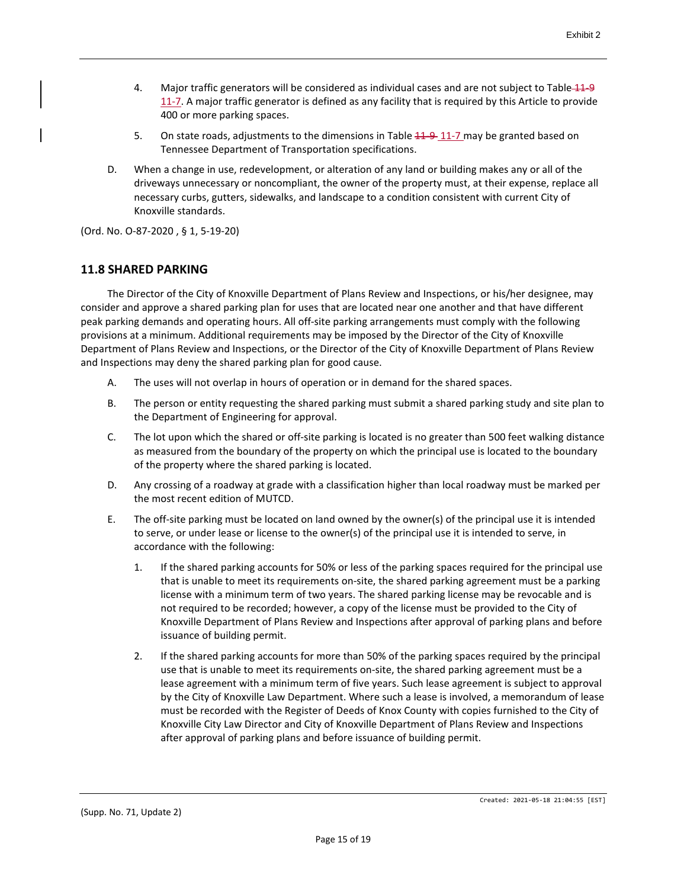4. Major traffic generators will be considered as individual cases and are not subject to Table ~~11-9~~ 11-7. A major traffic generator is defined as any facility that is required by this Article to provide 400 or more parking spaces.

5. On state roads, adjustments to the dimensions in Table ~~11-9~~ 11-7 may be granted based on Tennessee Department of Transportation specifications.

D. When a change in use, redevelopment, or alteration of any land or building makes any or all of the driveways unnecessary or noncompliant, the owner of the property must, at their expense, replace all necessary curbs, gutters, sidewalks, and landscape to a condition consistent with current City of Knoxville standards.

(Ord. No. O-87-2020 , § 1, 5-19-20)

## 11.8 SHARED PARKING

The Director of the City of Knoxville Department of Plans Review and Inspections, or his/her designee, may consider and approve a shared parking plan for uses that are located near one another and that have different peak parking demands and operating hours. All off-site parking arrangements must comply with the following provisions at a minimum. Additional requirements may be imposed by the Director of the City of Knoxville Department of Plans Review and Inspections, or the Director of the City of Knoxville Department of Plans Review and Inspections may deny the shared parking plan for good cause.

A. The uses will not overlap in hours of operation or in demand for the shared spaces.

B. The person or entity requesting the shared parking must submit a shared parking study and site plan to the Department of Engineering for approval.

C. The lot upon which the shared or off-site parking is located is no greater than 500 feet walking distance as measured from the boundary of the property on which the principal use is located to the boundary of the property where the shared parking is located.

D. Any crossing of a roadway at grade with a classification higher than local roadway must be marked per the most recent edition of MUTCD.

E. The off-site parking must be located on land owned by the owner(s) of the principal use it is intended to serve, or under lease or license to the owner(s) of the principal use it is intended to serve, in accordance with the following:

1. If the shared parking accounts for 50% or less of the parking spaces required for the principal use that is unable to meet its requirements on-site, the shared parking agreement must be a parking license with a minimum term of two years. The shared parking license may be revocable and is not required to be recorded; however, a copy of the license must be provided to the City of Knoxville Department of Plans Review and Inspections after approval of parking plans and before issuance of building permit.

2. If the shared parking accounts for more than 50% of the parking spaces required by the principal use that is unable to meet its requirements on-site, the shared parking agreement must be a lease agreement with a minimum term of five years. Such lease agreement is subject to approval by the City of Knoxville Law Department. Where such a lease is involved, a memorandum of lease must be recorded with the Register of Deeds of Knox County with copies furnished to the City of Knoxville City Law Director and City of Knoxville Department of Plans Review and Inspections after approval of parking plans and before issuance of building permit.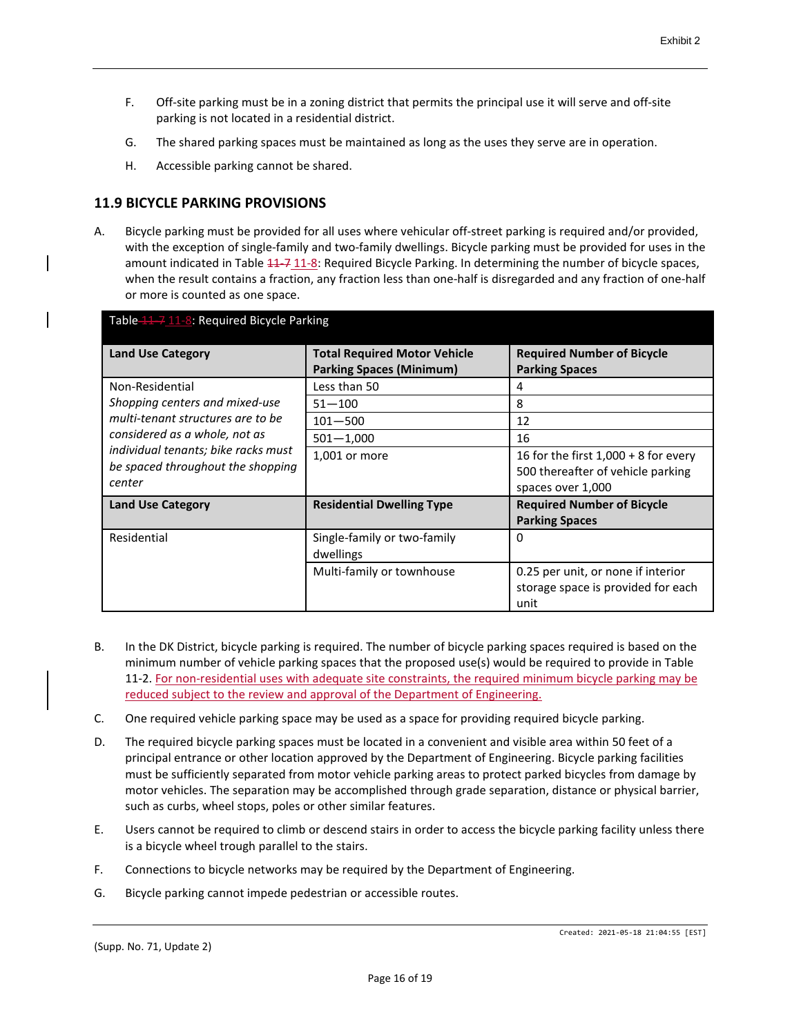F. Off-site parking must be in a zoning district that permits the principal use it will serve and off-site parking is not located in a residential district.

G. The shared parking spaces must be maintained as long as the uses they serve are in operation.

H. Accessible parking cannot be shared.

## 11.9 BICYCLE PARKING PROVISIONS

A. Bicycle parking must be provided for all uses where vehicular off-street parking is required and/or provided, with the exception of single-family and two-family dwellings. Bicycle parking must be provided for uses in the amount indicated in Table ~~11-7~~ 11-8: Required Bicycle Parking. In determining the number of bicycle spaces, when the result contains a fraction, any fraction less than one-half is disregarded and any fraction of one-half or more is counted as one space.

**Table ~~11-7~~ 11-8: Required Bicycle Parking**

| Land Use Category | Total Required Motor Vehicle Parking Spaces (Minimum) | Required Number of Bicycle Parking Spaces |
|---|---|---|
| Non-Residential *Shopping centers and mixed-use multi-tenant structures are to be considered as a whole, not as individual tenants; bike racks must be spaced throughout the shopping center* | Less than 50 | 4 |
| | 51—100 | 8 |
| | 101—500 | 12 |
| | 501—1,000 | 16 |
| | 1,001 or more | 16 for the first 1,000 + 8 for every 500 thereafter of vehicle parking spaces over 1,000 |
| **Land Use Category** | **Residential Dwelling Type** | **Required Number of Bicycle Parking Spaces** |
| Residential | Single-family or two-family dwellings | 0 |
| | Multi-family or townhouse | 0.25 per unit, or none if interior storage space is provided for each unit |

B. In the DK District, bicycle parking is required. The number of bicycle parking spaces required is based on the minimum number of vehicle parking spaces that the proposed use(s) would be required to provide in Table 11-2. For non-residential uses with adequate site constraints, the required minimum bicycle parking may be reduced subject to the review and approval of the Department of Engineering.

C. One required vehicle parking space may be used as a space for providing required bicycle parking.

D. The required bicycle parking spaces must be located in a convenient and visible area within 50 feet of a principal entrance or other location approved by the Department of Engineering. Bicycle parking facilities must be sufficiently separated from motor vehicle parking areas to protect parked bicycles from damage by motor vehicles. The separation may be accomplished through grade separation, distance or physical barrier, such as curbs, wheel stops, poles or other similar features.

E. Users cannot be required to climb or descend stairs in order to access the bicycle parking facility unless there is a bicycle wheel trough parallel to the stairs.

F. Connections to bicycle networks may be required by the Department of Engineering.

G. Bicycle parking cannot impede pedestrian or accessible routes.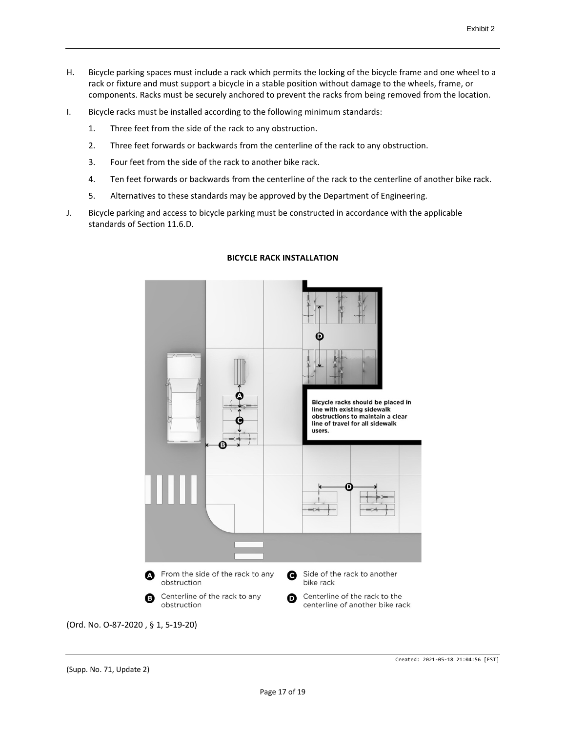H. Bicycle parking spaces must include a rack which permits the locking of the bicycle frame and one wheel to a rack or fixture and must support a bicycle in a stable position without damage to the wheels, frame, or components. Racks must be securely anchored to prevent the racks from being removed from the location.

I. Bicycle racks must be installed according to the following minimum standards:

1. Three feet from the side of the rack to any obstruction.
2. Three feet forwards or backwards from the centerline of the rack to any obstruction.
3. Four feet from the side of the rack to another bike rack.
4. Ten feet forwards or backwards from the centerline of the rack to the centerline of another bike rack.
5. Alternatives to these standards may be approved by the Department of Engineering.

J. Bicycle parking and access to bicycle parking must be constructed in accordance with the applicable standards of Section 11.6.D.

**BICYCLE RACK INSTALLATION**

Bicycle racks should be placed in line with existing sidewalk obstructions to maintain a clear line of travel for all sidewalk users.

- **A** From the side of the rack to any obstruction
- **B** Centerline of the rack to any obstruction
- **C** Side of the rack to another bike rack
- **D** Centerline of the rack to the centerline of another bike rack

(Ord. No. O-87-2020 , § 1, 5-19-20)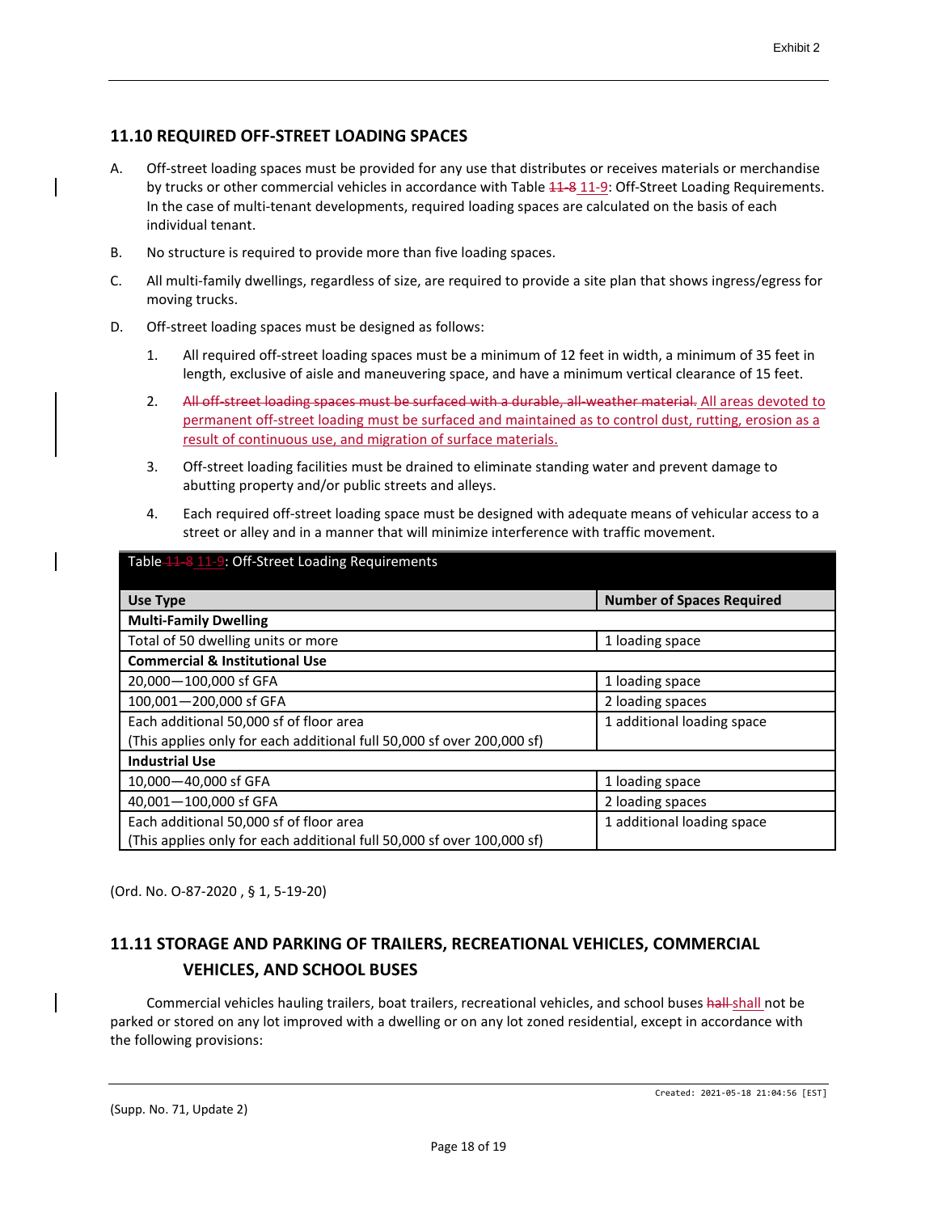## 11.10 REQUIRED OFF-STREET LOADING SPACES

A. Off-street loading spaces must be provided for any use that distributes or receives materials or merchandise by trucks or other commercial vehicles in accordance with Table ~~11-8~~ 11-9: Off-Street Loading Requirements. In the case of multi-tenant developments, required loading spaces are calculated on the basis of each individual tenant.

B. No structure is required to provide more than five loading spaces.

C. All multi-family dwellings, regardless of size, are required to provide a site plan that shows ingress/egress for moving trucks.

D. Off-street loading spaces must be designed as follows:

1. All required off-street loading spaces must be a minimum of 12 feet in width, a minimum of 35 feet in length, exclusive of aisle and maneuvering space, and have a minimum vertical clearance of 15 feet.

2. ~~All off-street loading spaces must be surfaced with a durable, all-weather material.~~ All areas devoted to permanent off-street loading must be surfaced and maintained as to control dust, rutting, erosion as a result of continuous use, and migration of surface materials.

3. Off-street loading facilities must be drained to eliminate standing water and prevent damage to abutting property and/or public streets and alleys.

4. Each required off-street loading space must be designed with adequate means of vehicular access to a street or alley and in a manner that will minimize interference with traffic movement.

Table ~~11-8~~ 11-9: Off-Street Loading Requirements

| Use Type | Number of Spaces Required |
|---|---|
| **Multi-Family Dwelling** | |
| Total of 50 dwelling units or more | 1 loading space |
| **Commercial & Institutional Use** | |
| 20,000—100,000 sf GFA | 1 loading space |
| 100,001—200,000 sf GFA | 2 loading spaces |
| Each additional 50,000 sf of floor area (This applies only for each additional full 50,000 sf over 200,000 sf) | 1 additional loading space |
| **Industrial Use** | |
| 10,000—40,000 sf GFA | 1 loading space |
| 40,001—100,000 sf GFA | 2 loading spaces |
| Each additional 50,000 sf of floor area (This applies only for each additional full 50,000 sf over 100,000 sf) | 1 additional loading space |

(Ord. No. O-87-2020 , § 1, 5-19-20)

## 11.11 STORAGE AND PARKING OF TRAILERS, RECREATIONAL VEHICLES, COMMERCIAL VEHICLES, AND SCHOOL BUSES

Commercial vehicles hauling trailers, boat trailers, recreational vehicles, and school buses ~~hall~~ shall not be parked or stored on any lot improved with a dwelling or on any lot zoned residential, except in accordance with the following provisions: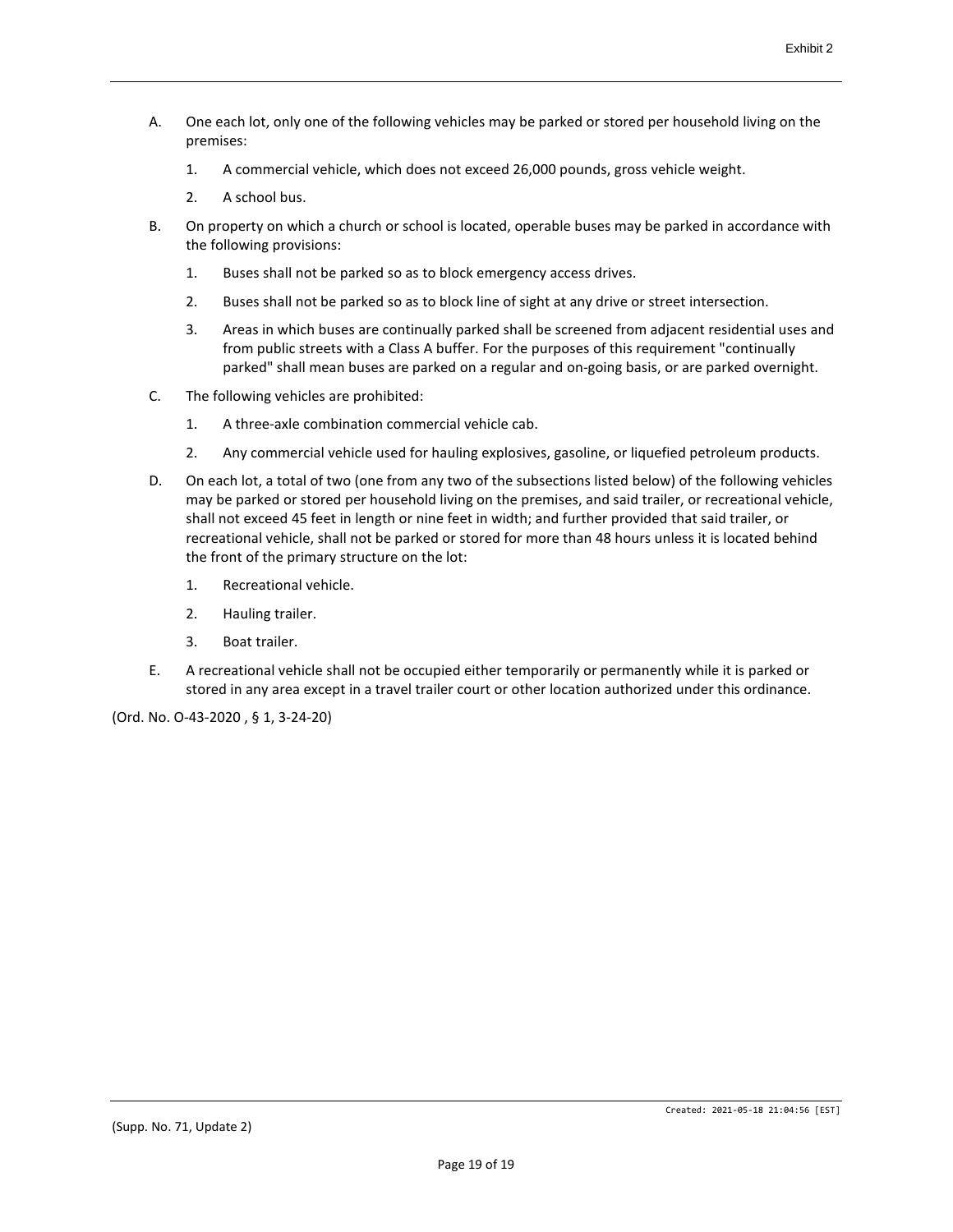A. One each lot, only one of the following vehicles may be parked or stored per household living on the premises:

   1. A commercial vehicle, which does not exceed 26,000 pounds, gross vehicle weight.

   2. A school bus.

B. On property on which a church or school is located, operable buses may be parked in accordance with the following provisions:

   1. Buses shall not be parked so as to block emergency access drives.

   2. Buses shall not be parked so as to block line of sight at any drive or street intersection.

   3. Areas in which buses are continually parked shall be screened from adjacent residential uses and from public streets with a Class A buffer. For the purposes of this requirement "continually parked" shall mean buses are parked on a regular and on-going basis, or are parked overnight.

C. The following vehicles are prohibited:

   1. A three-axle combination commercial vehicle cab.

   2. Any commercial vehicle used for hauling explosives, gasoline, or liquefied petroleum products.

D. On each lot, a total of two (one from any two of the subsections listed below) of the following vehicles may be parked or stored per household living on the premises, and said trailer, or recreational vehicle, shall not exceed 45 feet in length or nine feet in width; and further provided that said trailer, or recreational vehicle, shall not be parked or stored for more than 48 hours unless it is located behind the front of the primary structure on the lot:

   1. Recreational vehicle.

   2. Hauling trailer.

   3. Boat trailer.

E. A recreational vehicle shall not be occupied either temporarily or permanently while it is parked or stored in any area except in a travel trailer court or other location authorized under this ordinance.

(Ord. No. O-43-2020 , § 1, 3-24-20)